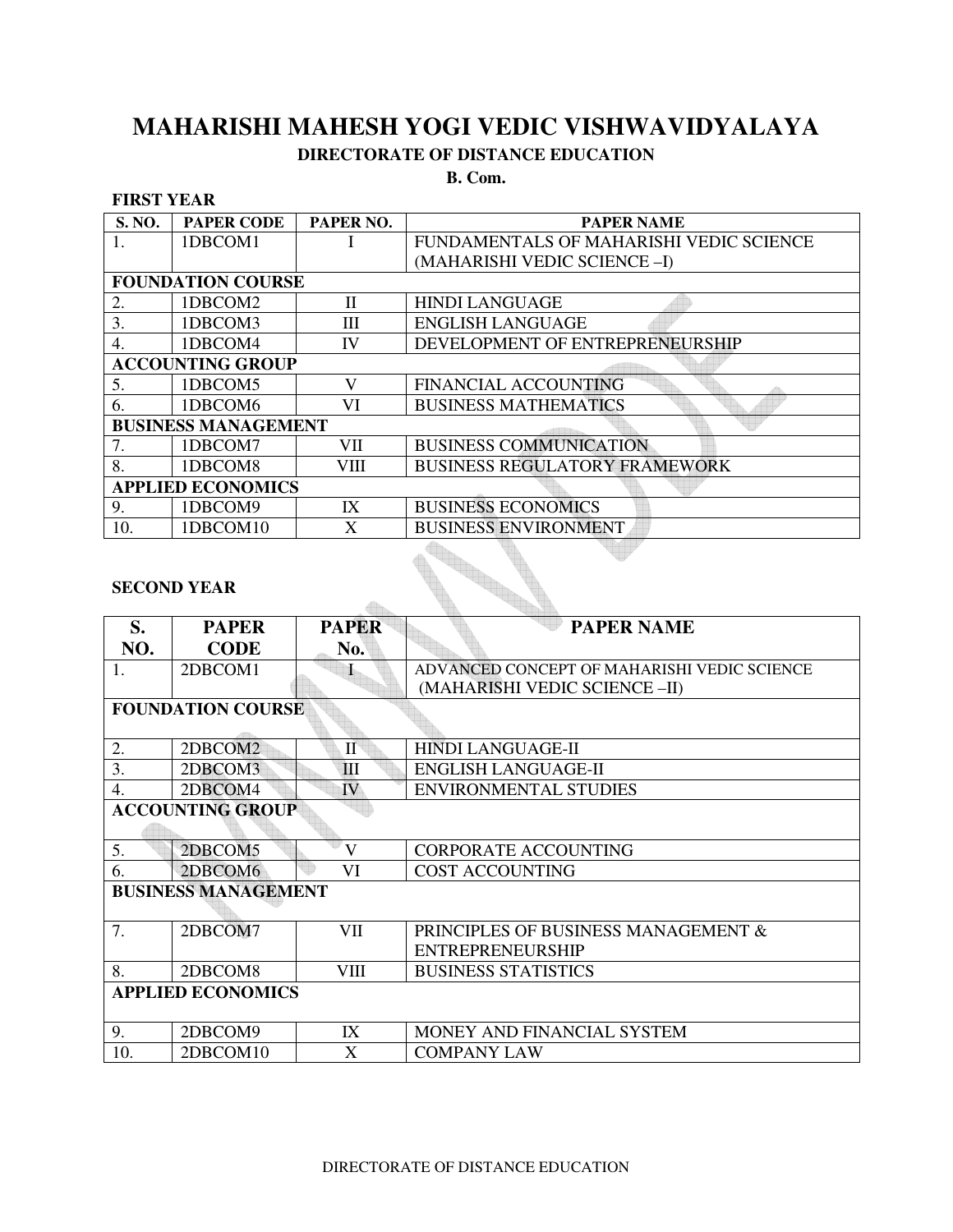# MAHARISHI MAHESH YOGI VEDIC VISHWAVIDYALAYA

## DIRECTORATE OF DISTANCE EDUCATION

### B. Com.

**FIRST YEAR**

| S. NO. | PAPER CODE | PAPER NO. | PAPER NAME |
|---|---|---|---|
| 1. | 1DBCOM1 | I | FUNDAMENTALS OF MAHARISHI VEDIC SCIENCE (MAHARISHI VEDIC SCIENCE –I) |
| **FOUNDATION COURSE** | | | |
| 2. | 1DBCOM2 | II | HINDI LANGUAGE |
| 3. | 1DBCOM3 | III | ENGLISH LANGUAGE |
| 4. | 1DBCOM4 | IV | DEVELOPMENT OF ENTREPRENEURSHIP |
| **ACCOUNTING GROUP** | | | |
| 5. | 1DBCOM5 | V | FINANCIAL ACCOUNTING |
| 6. | 1DBCOM6 | VI | BUSINESS MATHEMATICS |
| **BUSINESS MANAGEMENT** | | | |
| 7. | 1DBCOM7 | VII | BUSINESS COMMUNICATION |
| 8. | 1DBCOM8 | VIII | BUSINESS REGULATORY FRAMEWORK |
| **APPLIED ECONOMICS** | | | |
| 9. | 1DBCOM9 | IX | BUSINESS ECONOMICS |
| 10. | 1DBCOM10 | X | BUSINESS ENVIRONMENT |

**SECOND YEAR**

| S. NO. | PAPER CODE | PAPER No. | PAPER NAME |
|---|---|---|---|
| 1. | 2DBCOM1 | I | ADVANCED CONCEPT OF MAHARISHI VEDIC SCIENCE (MAHARISHI VEDIC SCIENCE –II) |
| **FOUNDATION COURSE** | | | |
| 2. | 2DBCOM2 | II | HINDI LANGUAGE-II |
| 3. | 2DBCOM3 | III | ENGLISH LANGUAGE-II |
| 4. | 2DBCOM4 | IV | ENVIRONMENTAL STUDIES |
| **ACCOUNTING GROUP** | | | |
| 5. | 2DBCOM5 | V | CORPORATE ACCOUNTING |
| 6. | 2DBCOM6 | VI | COST ACCOUNTING |
| **BUSINESS MANAGEMENT** | | | |
| 7. | 2DBCOM7 | VII | PRINCIPLES OF BUSINESS MANAGEMENT & ENTREPRENEURSHIP |
| 8. | 2DBCOM8 | VIII | BUSINESS STATISTICS |
| **APPLIED ECONOMICS** | | | |
| 9. | 2DBCOM9 | IX | MONEY AND FINANCIAL SYSTEM |
| 10. | 2DBCOM10 | X | COMPANY LAW |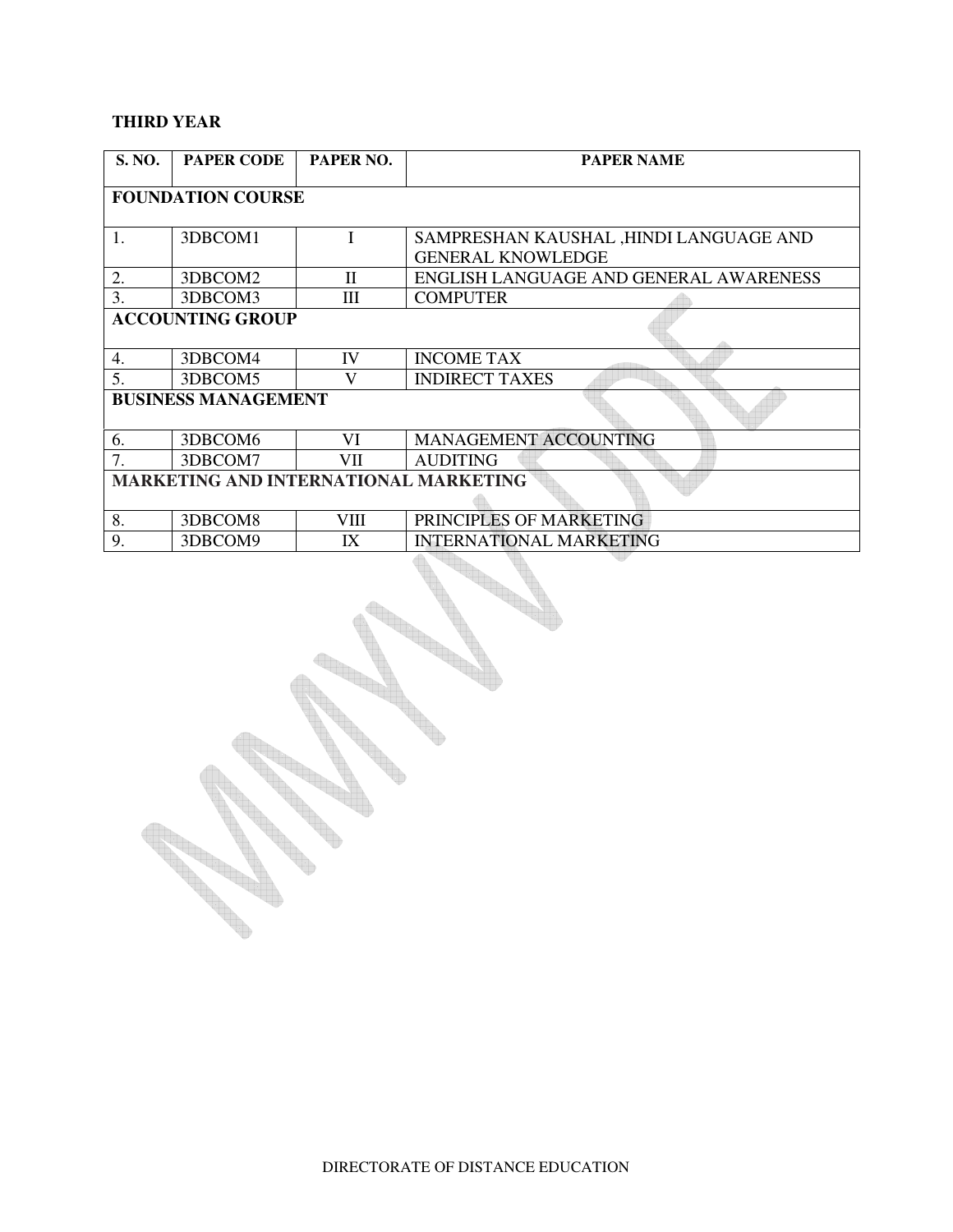**THIRD YEAR**

| S. NO. | PAPER CODE | PAPER NO. | PAPER NAME |
|---|---|---|---|
| **FOUNDATION COURSE** | | | |
| 1. | 3DBCOM1 | I | SAMPRESHAN KAUSHAL ,HINDI LANGUAGE AND GENERAL KNOWLEDGE |
| 2. | 3DBCOM2 | II | ENGLISH LANGUAGE AND GENERAL AWARENESS |
| 3. | 3DBCOM3 | III | COMPUTER |
| **ACCOUNTING GROUP** | | | |
| 4. | 3DBCOM4 | IV | INCOME TAX |
| 5. | 3DBCOM5 | V | INDIRECT TAXES |
| **BUSINESS MANAGEMENT** | | | |
| 6. | 3DBCOM6 | VI | MANAGEMENT ACCOUNTING |
| 7. | 3DBCOM7 | VII | AUDITING |
| **MARKETING AND INTERNATIONAL MARKETING** | | | |
| 8. | 3DBCOM8 | VIII | PRINCIPLES OF MARKETING |
| 9. | 3DBCOM9 | IX | INTERNATIONAL MARKETING |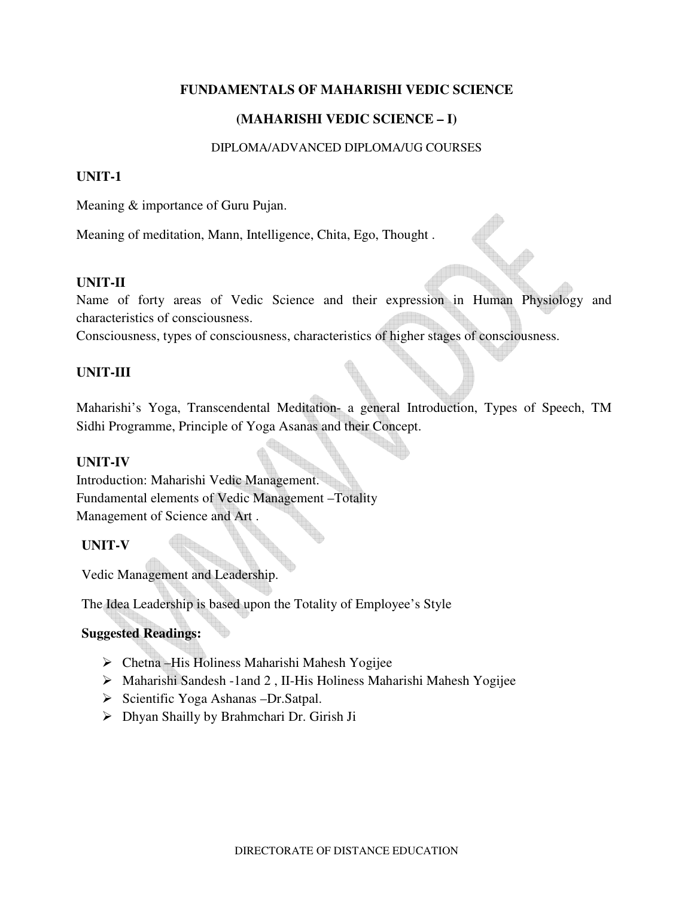# FUNDAMENTALS OF MAHARISHI VEDIC SCIENCE

## (MAHARISHI VEDIC SCIENCE – I)

DIPLOMA/ADVANCED DIPLOMA/UG COURSES

### UNIT-1

Meaning & importance of Guru Pujan.

Meaning of meditation, Mann, Intelligence, Chita, Ego, Thought .

### UNIT-II

Name of forty areas of Vedic Science and their expression in Human Physiology and characteristics of consciousness.

Consciousness, types of consciousness, characteristics of higher stages of consciousness.

### UNIT-III

Maharishi's Yoga, Transcendental Meditation- a general Introduction, Types of Speech, TM Sidhi Programme, Principle of Yoga Asanas and their Concept.

### UNIT-IV

Introduction: Maharishi Vedic Management.

Fundamental elements of Vedic Management –Totality

Management of Science and Art .

### UNIT-V

Vedic Management and Leadership.

The Idea Leadership is based upon the Totality of Employee's Style

**Suggested Readings:**

- Chetna –His Holiness Maharishi Mahesh Yogijee
- Maharishi Sandesh -1and 2 , II-His Holiness Maharishi Mahesh Yogijee
- Scientific Yoga Ashanas –Dr.Satpal.
- Dhyan Shailly by Brahmchari Dr. Girish Ji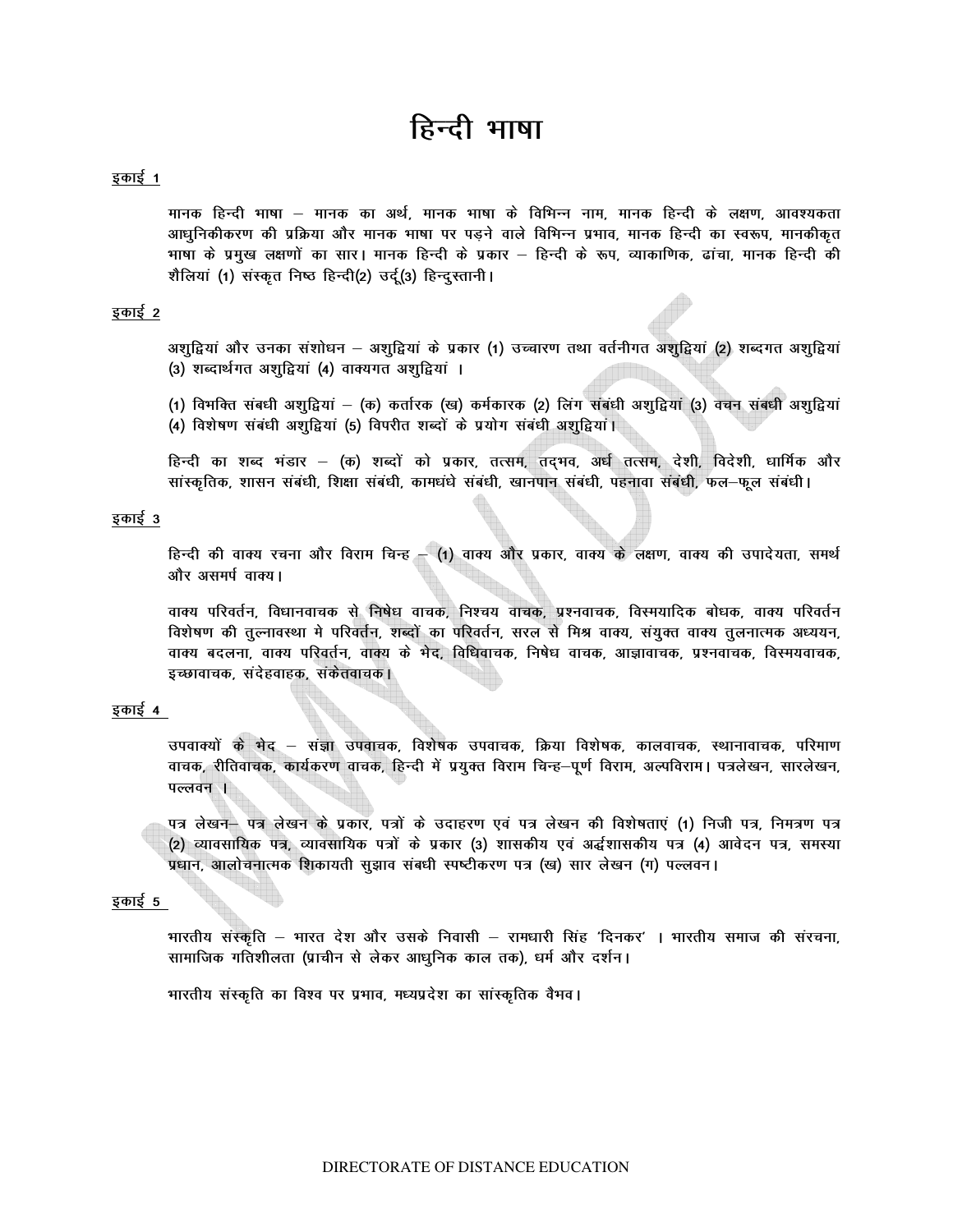# हिन्दी भाषा

## इकाई 1

मानक हिन्दी भाषा – मानक का अर्थ, मानक भाषा के विभिन्न नाम, मानक हिन्दी के लक्षण, आवश्यकता आधुनिकीकरण की प्रक्रिया और मानक भाषा पर पड़ने वाले विभिन्न प्रभाव, मानक हिन्दी का स्वरूप, मानकीकृत भाषा के प्रमुख लक्षणों का सार। मानक हिन्दी के प्रकार – हिन्दी के रूप, व्याकाणिक, ढांचा, मानक हिन्दी की शैलियां (1) संस्कृत निष्ठ हिन्दी(2) उर्दू(3) हिन्दुस्तानी।

## इकाई 2

अशुद्वियां और उनका संशोधन – अशुद्वियां के प्रकार (1) उच्चारण तथा वर्तनीगत अशुद्वियां (2) शब्दगत अशुद्वियां (3) शब्दार्थगत अशुद्वियां (4) वाक्यगत अशुद्वियां ।

(1) विभक्ति संबंधी अशुद्वियां – (क) कर्तारक (ख) कर्मकारक (2) लिंग संबंधी अशुद्वियां (3) वचन संबंधी अशुद्वियां (4) विशेषण संबंधी अशुद्वियां (5) विपरीत शब्दों के प्रयोग संबंधी अशुद्वियां।

हिन्दी का शब्द भंडार – (क) शब्दों को प्रकार, तत्सम, तद्भव, अर्ध तत्सम, देशी, विदेशी, धार्मिक और सांस्कृतिक, शासन संबंधी, शिक्षा संबंधी, कामधंधे संबंधी, खानपान संबंधी, पहनावा संबंधी, फल–फूल संबंधी।

## इकाई 3

हिन्दी की वाक्य रचना और विराम चिन्ह – (1) वाक्य और प्रकार, वाक्य के लक्षण, वाक्य की उपादेयता, समर्थ और असमर्प वाक्य।

वाक्य परिवर्तन, विधानवाचक से निषेध वाचक, निश्चय वाचक, प्रश्नवाचक, विस्मयादिक बोधक, वाक्य परिवर्तन विशेषण की तुल्नावस्था मे परिवर्तन, शब्दों का परिवर्तन, सरल से मिश्र वाक्य, संयुक्त वाक्य तुलनात्मक अध्ययन, वाक्य बदलना, वाक्य परिवर्तन, वाक्य के भेद, विधिवाचक, निषेध वाचक, आज्ञावाचक, प्रश्नवाचक, विस्मयवाचक, इच्छावाचक, संदेहवाहक, संकेतवाचक।

## इकाई 4

उपवाक्यों के भेद – संज्ञा उपवाचक, विशेषक उपवाचक, क्रिया विशेषक, कालवाचक, स्थानावाचक, परिमाण वाचक, रीतिवाचक, कार्यकरण वाचक, हिन्दी में प्रयुक्त विराम चिन्ह–पूर्ण विराम, अल्पविराम। पत्रलेखन, सारलेखन, पल्लवन ।

पत्र लेखन– पत्र लेखन के प्रकार, पत्रों के उदाहरण एवं पत्र लेखन की विशेषताएं (1) निजी पत्र, निमत्रण पत्र (2) व्यावसायिक पत्र, व्यावसायिक पत्रों के प्रकार (3) शासकीय एवं अर्द्धशासकीय पत्र (4) आवेदन पत्र, समस्या प्रधान, आलोचनात्मक शिकायती सुझाव संबंधी स्पष्टीकरण पत्र (ख) सार लेखन (ग) पल्लवन।

## इकाई 5

भारतीय संस्कृति – भारत देश और उसके निवासी – रामधारी सिंह 'दिनकर' । भारतीय समाज की संरचना, सामाजिक गतिशीलता (प्राचीन से लेकर आधुनिक काल तक), धर्म और दर्शन।

भारतीय संस्कृति का विश्व पर प्रभाव, मध्यप्रदेश का सांस्कृतिक वैभव।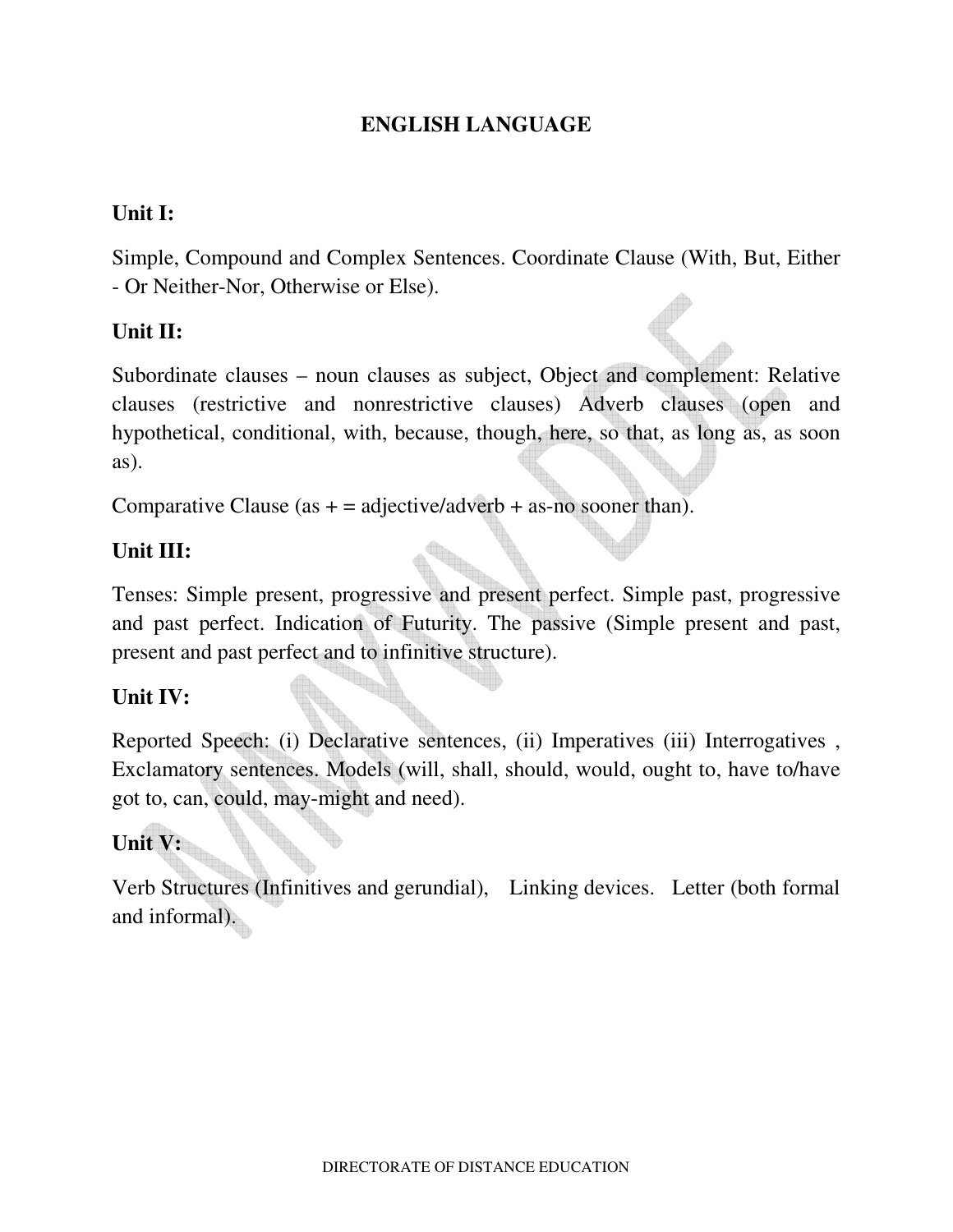# ENGLISH LANGUAGE

## Unit I:

Simple, Compound and Complex Sentences. Coordinate Clause (With, But, Either - Or Neither-Nor, Otherwise or Else).

## Unit II:

Subordinate clauses – noun clauses as subject, Object and complement: Relative clauses (restrictive and nonrestrictive clauses) Adverb clauses (open and hypothetical, conditional, with, because, though, here, so that, as long as, as soon as).

Comparative Clause (as + = adjective/adverb + as-no sooner than).

## Unit III:

Tenses: Simple present, progressive and present perfect. Simple past, progressive and past perfect. Indication of Futurity. The passive (Simple present and past, present and past perfect and to infinitive structure).

## Unit IV:

Reported Speech: (i) Declarative sentences, (ii) Imperatives (iii) Interrogatives , Exclamatory sentences. Models (will, shall, should, would, ought to, have to/have got to, can, could, may-might and need).

## Unit V:

Verb Structures (Infinitives and gerundial), Linking devices. Letter (both formal and informal).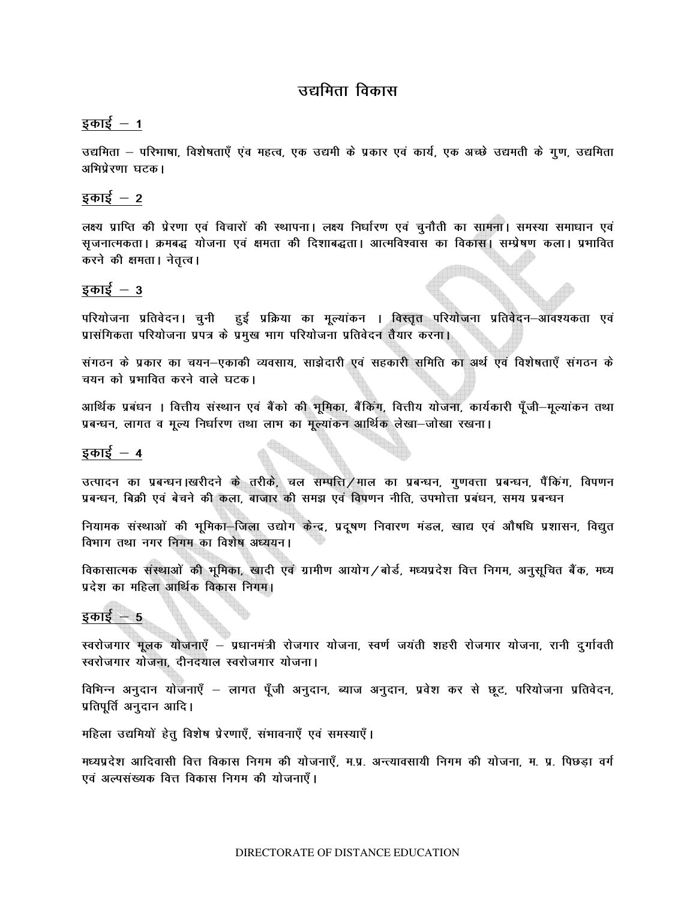# उद्यमिता विकास

## इकाई – 1

उद्यमिता – परिभाषा, विशेषताएँ एंव महत्व, एक उद्यमी के प्रकार एवं कार्य, एक अच्छे उद्यमती के गुण, उद्यमिता अभिप्रेरणा घटक।

## इकाई – 2

लक्ष्य प्राप्ति की प्रेरणा एवं विचारों की स्थापना। लक्ष्य निर्धारण एवं चुनौती का सामना। समस्या समाधान एवं सृजनात्मकता। क्रमबद्ध योजना एवं क्षमता की दिशाबद्धता। आत्मविश्वास का विकास। सम्प्रेषण कला। प्रभावित करने की क्षमता। नेतृत्व।

## इकाई – 3

परियोजना प्रतिवेदन। चुनी हुई प्रक्रिया का मूल्यांकन । विस्तृत परियोजना प्रतिवेदन–आवश्यकता एवं प्रासंगिकता परियोजना प्रपत्र के प्रमुख भाग परियोजना प्रतिवेदन तैयार करना।

संगठन के प्रकार का चयन–एकाकी व्यवसाय, साझेदारी एवं सहकारी समिति का अर्थ एवं विशेषताएँ संगठन के चयन को प्रभावित करने वाले घटक।

आर्थिक प्रबंधन । वित्तीय संस्थान एवं बैंको की भूमिका, बैंकिंग, वित्तीय योजना, कार्यकारी पूँजी–मूल्यांकन तथा प्रबन्धन, लागत व मूल्य निर्धारण तथा लाभ का मूल्यांकन आर्थिक लेखा–जोखा रखना।

## इकाई – 4

उत्पादन का प्रबन्धन।खरीदने के तरीके, चल सम्पत्ति/माल का प्रबन्धन, गुणवत्ता प्रबन्धन, पैंकिंग, विपणन प्रबन्धन, बिक्री एवं बेचने की कला, बाजार की समझ एवं विपणन नीति, उपभोत्ता प्रबंधन, समय प्रबन्धन

नियामक संस्थाओं की भूमिका–जिला उद्योग केन्द्र, प्रदूषण निवारण मंडल, खाद्य एवं औषधि प्रशासन, विद्युत विभाग तथा नगर निगम का विशेष अध्ययन।

विकासात्मक संस्थाओं की भूमिका, खादी एवं ग्रामीण आयोग/बोर्ड, मध्यप्रदेश वित्त निगम, अनुसूचित बैंक, मध्य प्रदेश का महिला आर्थिक विकास निगम।

## इकाई – 5

स्वरोजगार मूलक योजनाएँ – प्रधानमंत्री रोजगार योजना, स्वर्ण जयंती शहरी रोजगार योजना, रानी दुर्गावती स्वरोजगार योजना, दीनदयाल स्वरोजगार योजना।

विभिन्न अनुदान योजनाएँ – लागत पूँजी अनुदान, ब्याज अनुदान, प्रवेश कर से छूट, परियोजना प्रतिवेदन, प्रतिपूर्ति अनुदान आदि।

महिला उद्यमियों हेतु विशेष प्रेरणाएँ, संभावनाएँ एवं समस्याएँ।

मध्यप्रदेश आदिवासी वित्त विकास निगम की योजनाएँ, म.प्र. अन्त्यावसायी निगम की योजना, म. प्र. पिछड़ा वर्ग एवं अल्पसंख्यक वित्त विकास निगम की योजनाएँ।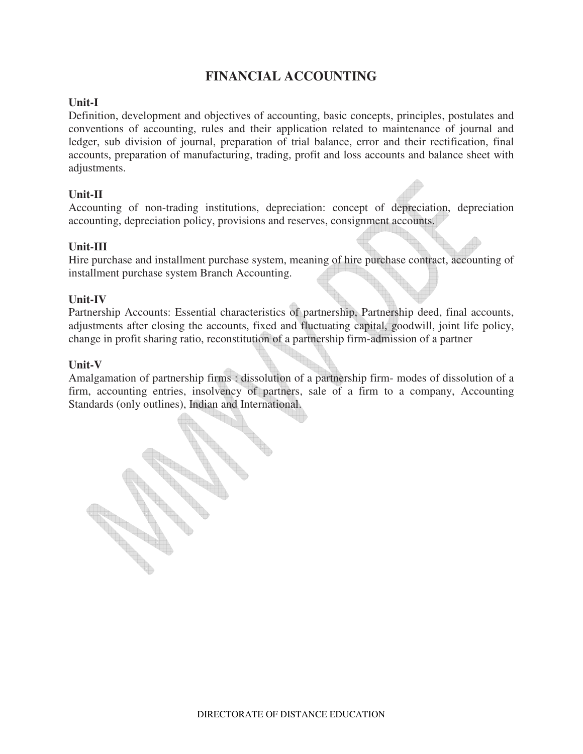# FINANCIAL ACCOUNTING

**Unit-I**

Definition, development and objectives of accounting, basic concepts, principles, postulates and conventions of accounting, rules and their application related to maintenance of journal and ledger, sub division of journal, preparation of trial balance, error and their rectification, final accounts, preparation of manufacturing, trading, profit and loss accounts and balance sheet with adjustments.

**Unit-II**

Accounting of non-trading institutions, depreciation: concept of depreciation, depreciation accounting, depreciation policy, provisions and reserves, consignment accounts.

**Unit-III**

Hire purchase and installment purchase system, meaning of hire purchase contract, accounting of installment purchase system Branch Accounting.

**Unit-IV**

Partnership Accounts: Essential characteristics of partnership, Partnership deed, final accounts, adjustments after closing the accounts, fixed and fluctuating capital, goodwill, joint life policy, change in profit sharing ratio, reconstitution of a partnership firm-admission of a partner

**Unit-V**

Amalgamation of partnership firms : dissolution of a partnership firm- modes of dissolution of a firm, accounting entries, insolvency of partners, sale of a firm to a company, Accounting Standards (only outlines), Indian and International.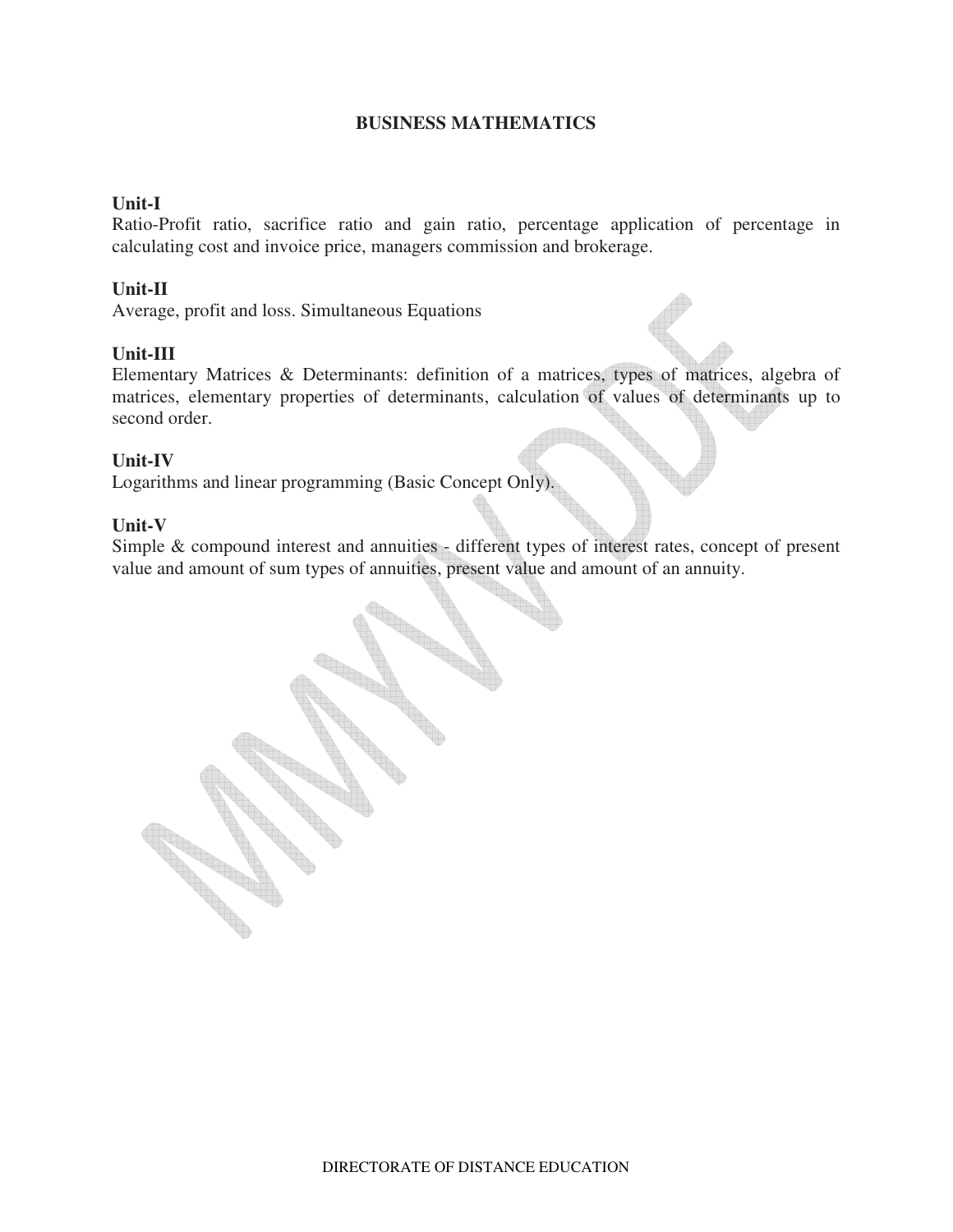# BUSINESS MATHEMATICS

## Unit-I

Ratio-Profit ratio, sacrifice ratio and gain ratio, percentage application of percentage in calculating cost and invoice price, managers commission and brokerage.

## Unit-II

Average, profit and loss. Simultaneous Equations

## Unit-III

Elementary Matrices & Determinants: definition of a matrices, types of matrices, algebra of matrices, elementary properties of determinants, calculation of values of determinants up to second order.

## Unit-IV

Logarithms and linear programming (Basic Concept Only).

## Unit-V

Simple & compound interest and annuities - different types of interest rates, concept of present value and amount of sum types of annuities, present value and amount of an annuity.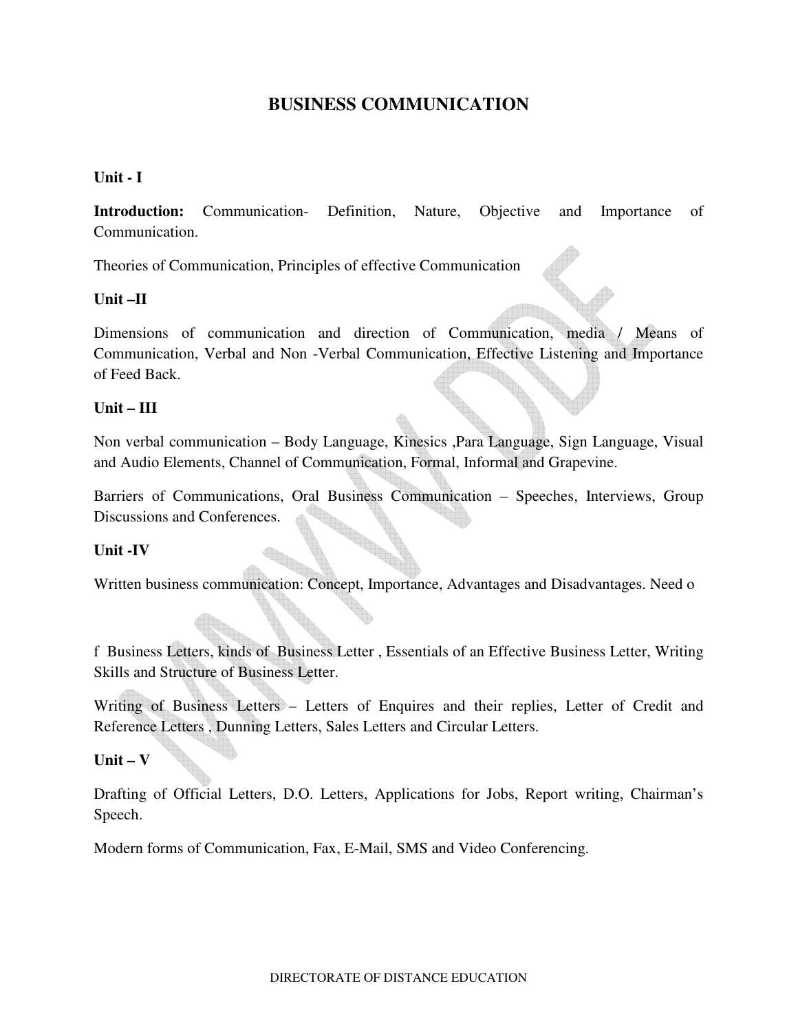# BUSINESS COMMUNICATION

**Unit - I**

**Introduction:** Communication- Definition, Nature, Objective and Importance of Communication.

Theories of Communication, Principles of effective Communication

**Unit –II**

Dimensions of communication and direction of Communication, media / Means of Communication, Verbal and Non -Verbal Communication, Effective Listening and Importance of Feed Back.

**Unit – III**

Non verbal communication – Body Language, Kinesics ,Para Language, Sign Language, Visual and Audio Elements, Channel of Communication, Formal, Informal and Grapevine.

Barriers of Communications, Oral Business Communication – Speeches, Interviews, Group Discussions and Conferences.

**Unit -IV**

Written business communication: Concept, Importance, Advantages and Disadvantages. Need o

f Business Letters, kinds of Business Letter , Essentials of an Effective Business Letter, Writing Skills and Structure of Business Letter.

Writing of Business Letters – Letters of Enquires and their replies, Letter of Credit and Reference Letters , Dunning Letters, Sales Letters and Circular Letters.

**Unit – V**

Drafting of Official Letters, D.O. Letters, Applications for Jobs, Report writing, Chairman's Speech.

Modern forms of Communication, Fax, E-Mail, SMS and Video Conferencing.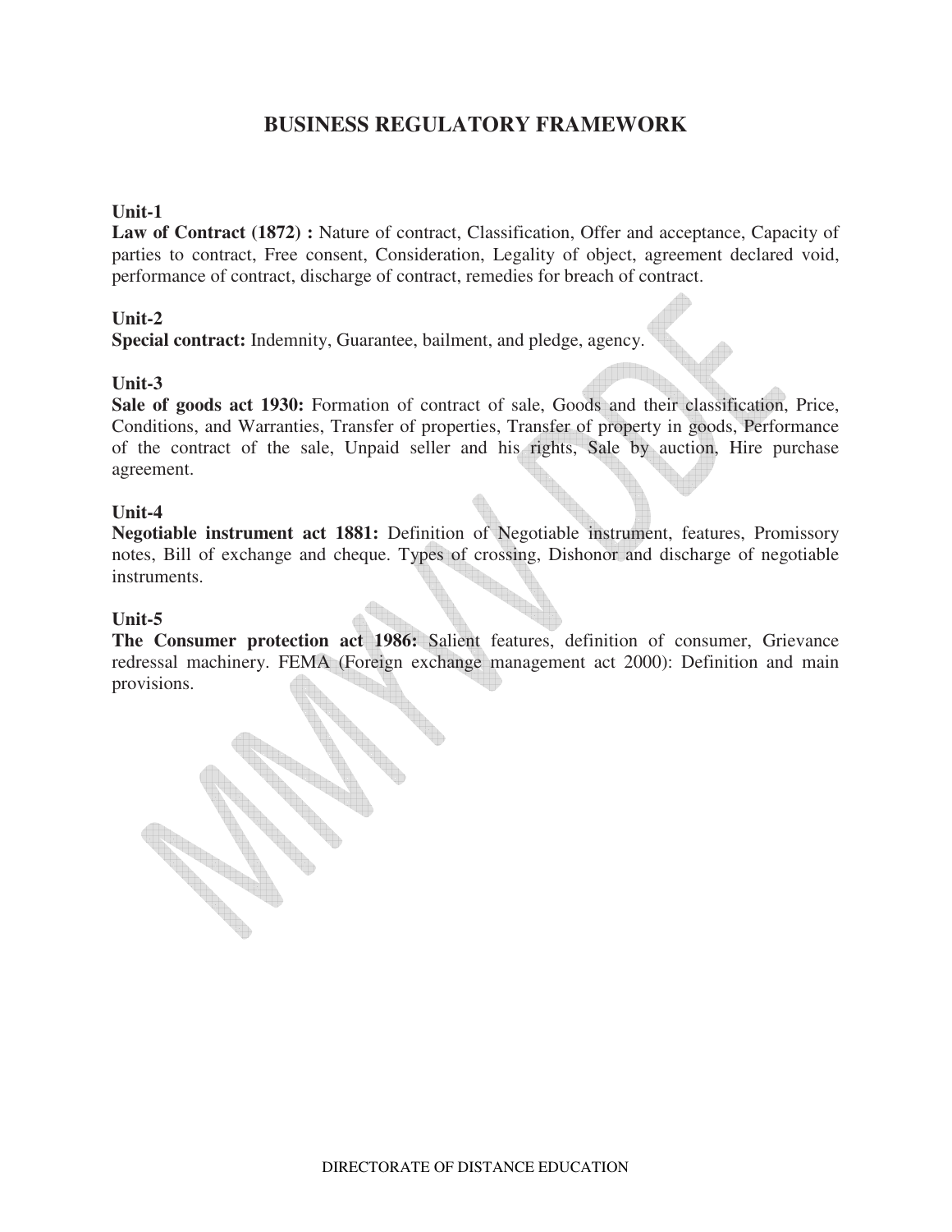# BUSINESS REGULATORY FRAMEWORK

**Unit-1**

**Law of Contract (1872) :** Nature of contract, Classification, Offer and acceptance, Capacity of parties to contract, Free consent, Consideration, Legality of object, agreement declared void, performance of contract, discharge of contract, remedies for breach of contract.

**Unit-2**

**Special contract:** Indemnity, Guarantee, bailment, and pledge, agency.

**Unit-3**

**Sale of goods act 1930:** Formation of contract of sale, Goods and their classification, Price, Conditions, and Warranties, Transfer of properties, Transfer of property in goods, Performance of the contract of the sale, Unpaid seller and his rights, Sale by auction, Hire purchase agreement.

**Unit-4**

**Negotiable instrument act 1881:** Definition of Negotiable instrument, features, Promissory notes, Bill of exchange and cheque. Types of crossing, Dishonor and discharge of negotiable instruments.

**Unit-5**

**The Consumer protection act 1986:** Salient features, definition of consumer, Grievance redressal machinery. FEMA (Foreign exchange management act 2000): Definition and main provisions.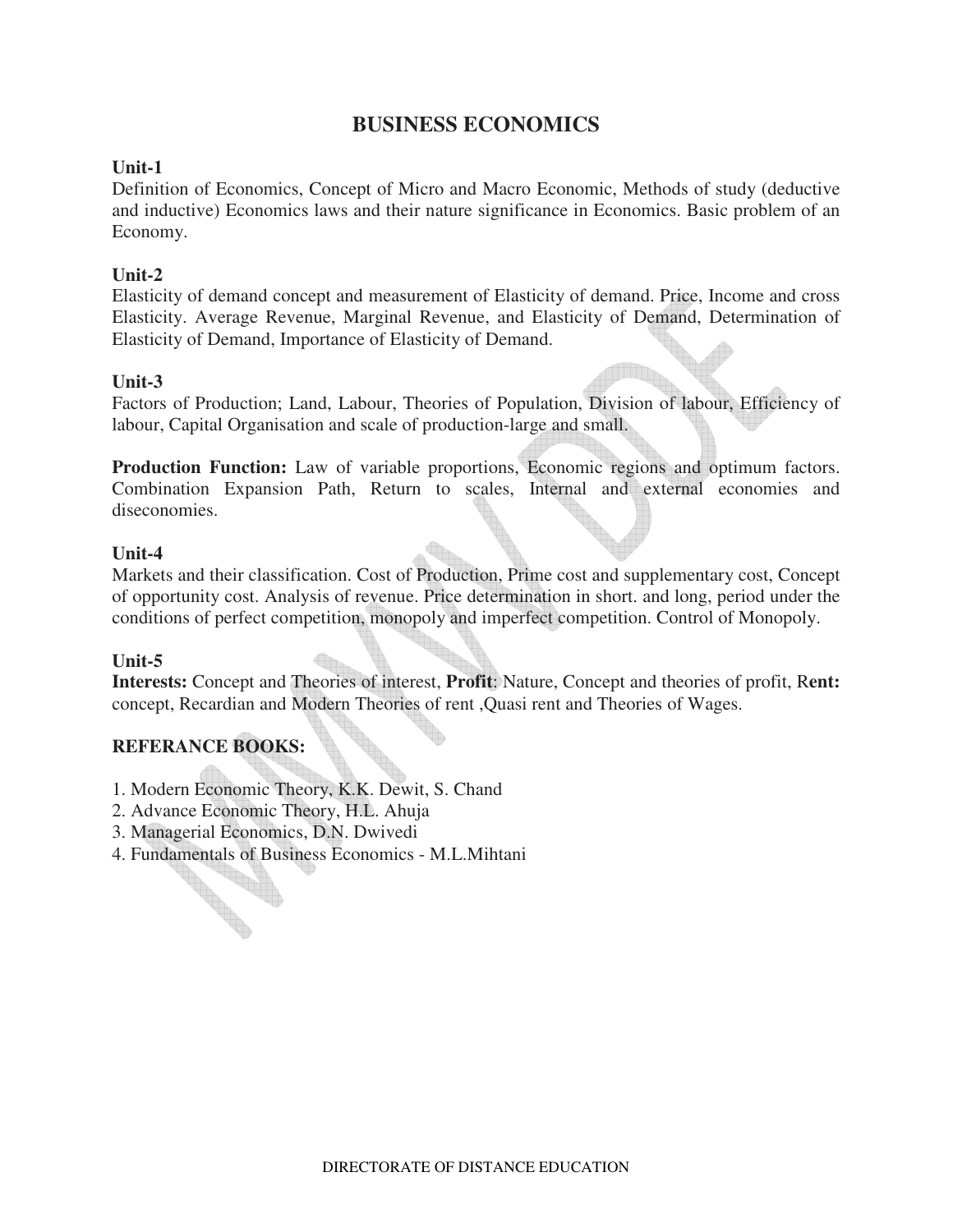# BUSINESS ECONOMICS

**Unit-1**

Definition of Economics, Concept of Micro and Macro Economic, Methods of study (deductive and inductive) Economics laws and their nature significance in Economics. Basic problem of an Economy.

**Unit-2**

Elasticity of demand concept and measurement of Elasticity of demand. Price, Income and cross Elasticity. Average Revenue, Marginal Revenue, and Elasticity of Demand, Determination of Elasticity of Demand, Importance of Elasticity of Demand.

**Unit-3**

Factors of Production; Land, Labour, Theories of Population, Division of labour, Efficiency of labour, Capital Organisation and scale of production-large and small.

**Production Function:** Law of variable proportions, Economic regions and optimum factors. Combination Expansion Path, Return to scales, Internal and external economies and diseconomies.

**Unit-4**

Markets and their classification. Cost of Production, Prime cost and supplementary cost, Concept of opportunity cost. Analysis of revenue. Price determination in short. and long, period under the conditions of perfect competition, monopoly and imperfect competition. Control of Monopoly.

**Unit-5**

**Interests:** Concept and Theories of interest, **Profit**: Nature, Concept and theories of profit, R**ent:** concept, Recardian and Modern Theories of rent ,Quasi rent and Theories of Wages.

**REFERANCE BOOKS:**

1. Modern Economic Theory, K.K. Dewit, S. Chand
2. Advance Economic Theory, H.L. Ahuja
3. Managerial Economics, D.N. Dwivedi
4. Fundamentals of Business Economics - M.L.Mihtani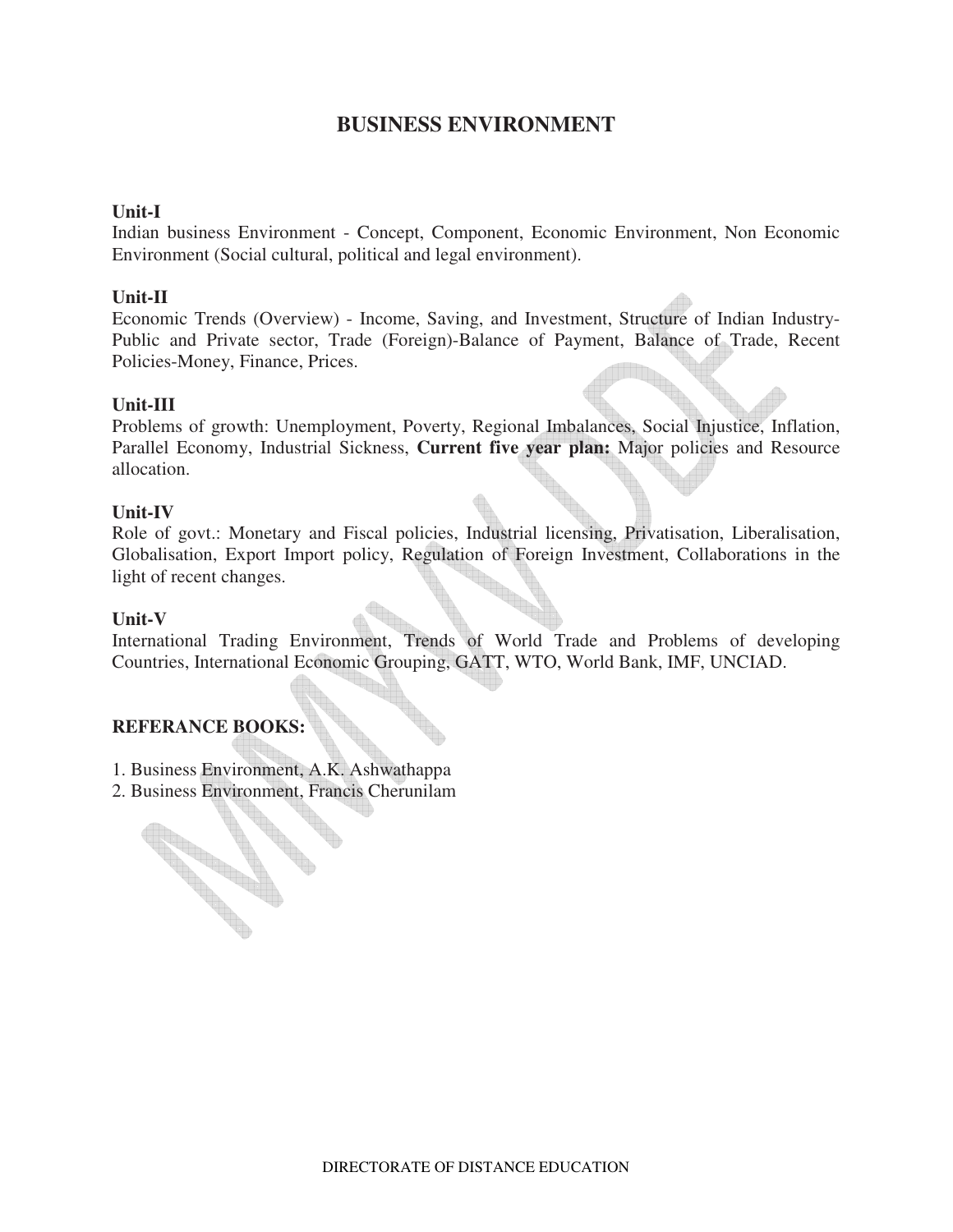# BUSINESS ENVIRONMENT

**Unit-I**

Indian business Environment - Concept, Component, Economic Environment, Non Economic Environment (Social cultural, political and legal environment).

**Unit-II**

Economic Trends (Overview) - Income, Saving, and Investment, Structure of Indian Industry-Public and Private sector, Trade (Foreign)-Balance of Payment, Balance of Trade, Recent Policies-Money, Finance, Prices.

**Unit-III**

Problems of growth: Unemployment, Poverty, Regional Imbalances, Social Injustice, Inflation, Parallel Economy, Industrial Sickness, **Current five year plan:** Major policies and Resource allocation.

**Unit-IV**

Role of govt.: Monetary and Fiscal policies, Industrial licensing, Privatisation, Liberalisation, Globalisation, Export Import policy, Regulation of Foreign Investment, Collaborations in the light of recent changes.

**Unit-V**

International Trading Environment, Trends of World Trade and Problems of developing Countries, International Economic Grouping, GATT, WTO, World Bank, IMF, UNCIAD.

**REFERANCE BOOKS:**

1. Business Environment, A.K. Ashwathappa
2. Business Environment, Francis Cherunilam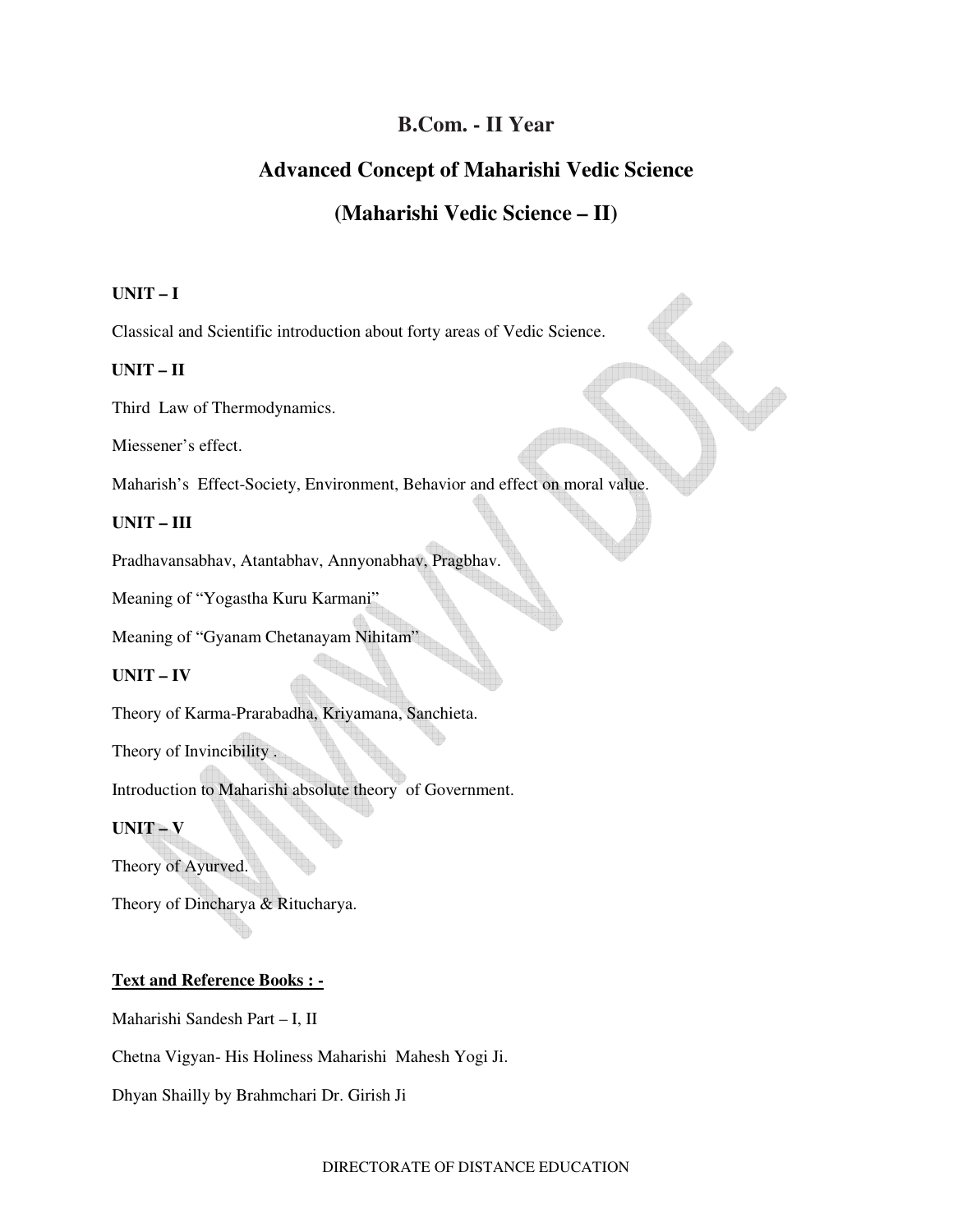# B.Com. - II Year

## Advanced Concept of Maharishi Vedic Science

## (Maharishi Vedic Science – II)

**UNIT – I**

Classical and Scientific introduction about forty areas of Vedic Science.

**UNIT – II**

Third Law of Thermodynamics.

Miessener's effect.

Maharish's Effect-Society, Environment, Behavior and effect on moral value.

**UNIT – III**

Pradhavansabhav, Atantabhav, Annyonabhav, Pragbhav.

Meaning of "Yogastha Kuru Karmani"

Meaning of "Gyanam Chetanayam Nihitam"

**UNIT – IV**

Theory of Karma-Prarabadha, Kriyamana, Sanchieta.

Theory of Invincibility .

Introduction to Maharishi absolute theory of Government.

**UNIT – V**

Theory of Ayurved.

Theory of Dincharya & Ritucharya.

**Text and Reference Books : -**

Maharishi Sandesh Part – I, II

Chetna Vigyan- His Holiness Maharishi Mahesh Yogi Ji.

Dhyan Shailly by Brahmchari Dr. Girish Ji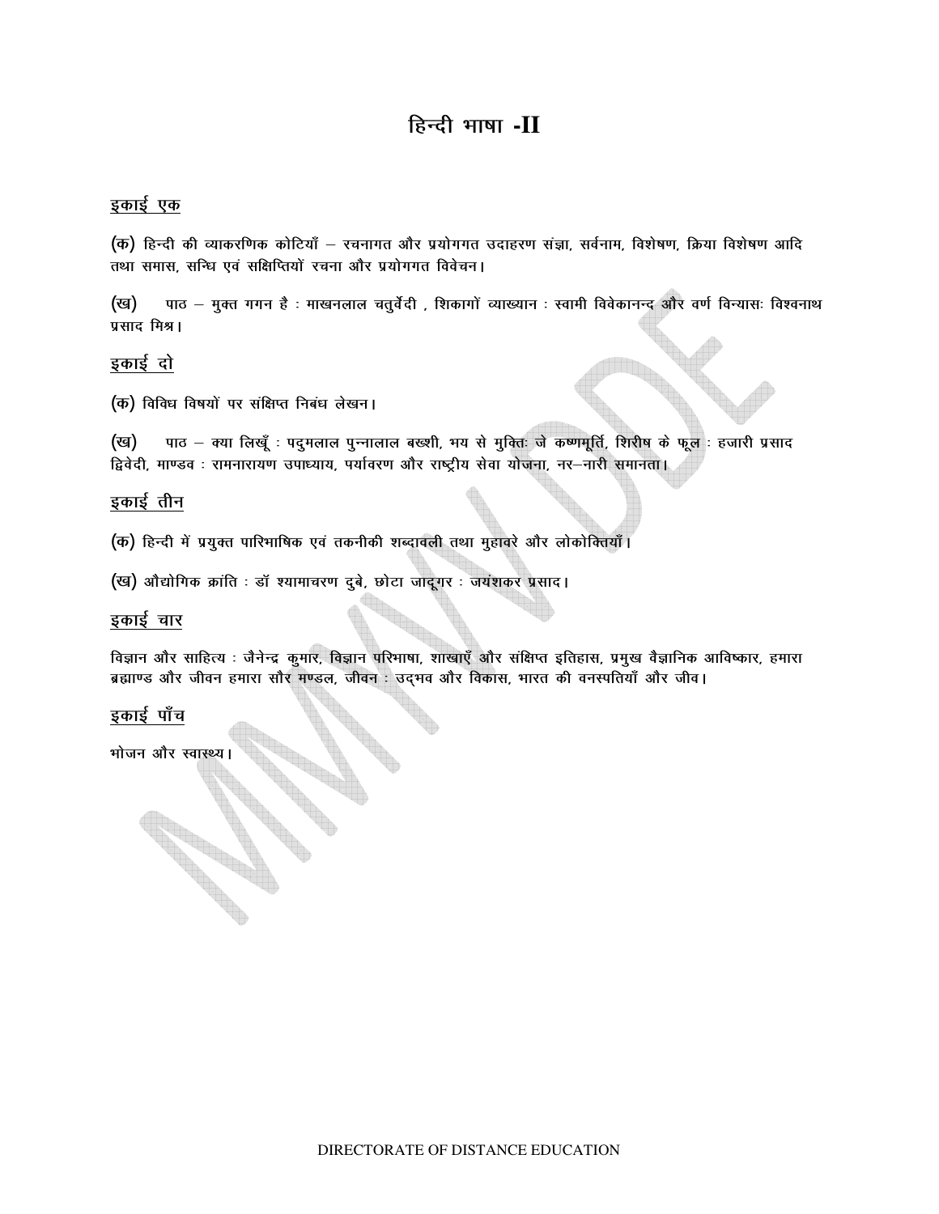# हिन्दी भाषा -II

<u>इकाई एक</u>

(क) हिन्दी की व्याकरणिक कोटियाँ – रचनागत और प्रयोगगत उदाहरण संज्ञा, सर्वनाम, विशेषण, क्रिया विशेषण आदि तथा समास, सन्धि एवं संक्षिप्तियों रचना और प्रयोगगत विवेचन।

(ख) पाठ – मुक्त गगन है : माखनलाल चतुर्वेदी , शिकागों व्याख्यान : स्वामी विवेकानन्द और वर्ण विन्यासः विश्वनाथ प्रसाद मिश्र।

<u>इकाई दो</u>

(क) विविध विषयों पर संक्षिप्त निबंध लेखन।

(ख) पाठ – क्या लिखूँ : पदुमलाल पुन्नालाल बख्शी, भय से मुक्तिः जे कष्णमूर्ति, शिरीष के फूल : हजारी प्रसाद द्विवेदी, माण्डव : रामनारायण उपाध्याय, पर्यावरण और राष्ट्रीय सेवा योजना, नर–नारी समानता।

<u>इकाई तीन</u>

(क) हिन्दी में प्रयुक्त पारिभाषिक एवं तकनीकी शब्दावली तथा मुहावरे और लोकोक्तियाँ।

(ख) औद्योगिक क्रांति : डॉ श्यामाचरण दुबे, छोटा जादूगर : जयंशकर प्रसाद।

<u>इकाई चार</u>

विज्ञान और साहित्य : जैनेन्द्र कुमार, विज्ञान परिभाषा, शाखाएँ और संक्षिप्त इतिहास, प्रमुख वैज्ञानिक आविष्कार, हमारा ब्रह्माण्ड और जीवन हमारा सौर मण्डल, जीवन : उद्भव और विकास, भारत की वनस्पतियाँ और जीव।

<u>इकाई पाँच</u>

भोजन और स्वास्थ्य।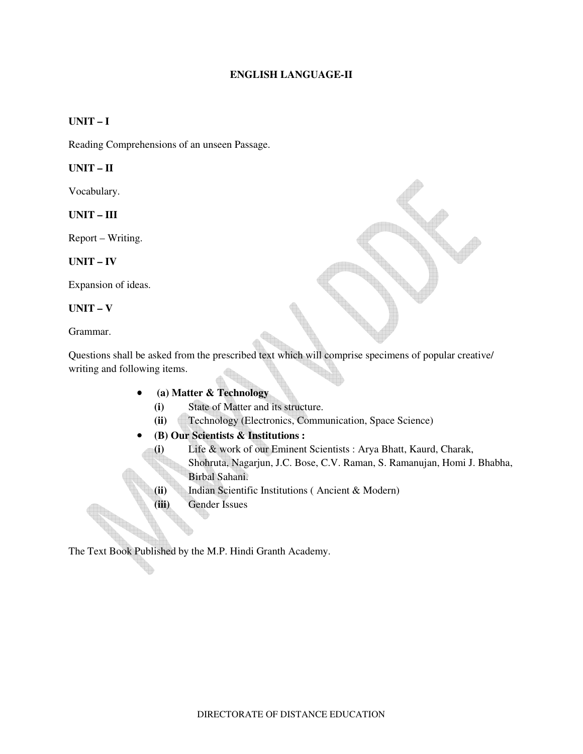# ENGLISH LANGUAGE-II

## UNIT – I

Reading Comprehensions of an unseen Passage.

## UNIT – II

Vocabulary.

## UNIT – III

Report – Writing.

## UNIT – IV

Expansion of ideas.

## UNIT – V

Grammar.

Questions shall be asked from the prescribed text which will comprise specimens of popular creative/ writing and following items.

- **(a) Matter & Technology**
  - **(i)** State of Matter and its structure.
  - **(ii)** Technology (Electronics, Communication, Space Science)
- **(B) Our Scientists & Institutions :**
  - **(i)** Life & work of our Eminent Scientists : Arya Bhatt, Kaurd, Charak, Shohruta, Nagarjun, J.C. Bose, C.V. Raman, S. Ramanujan, Homi J. Bhabha, Birbal Sahani.
  - **(ii)** Indian Scientific Institutions ( Ancient & Modern)
  - **(iii)** Gender Issues

The Text Book Published by the M.P. Hindi Granth Academy.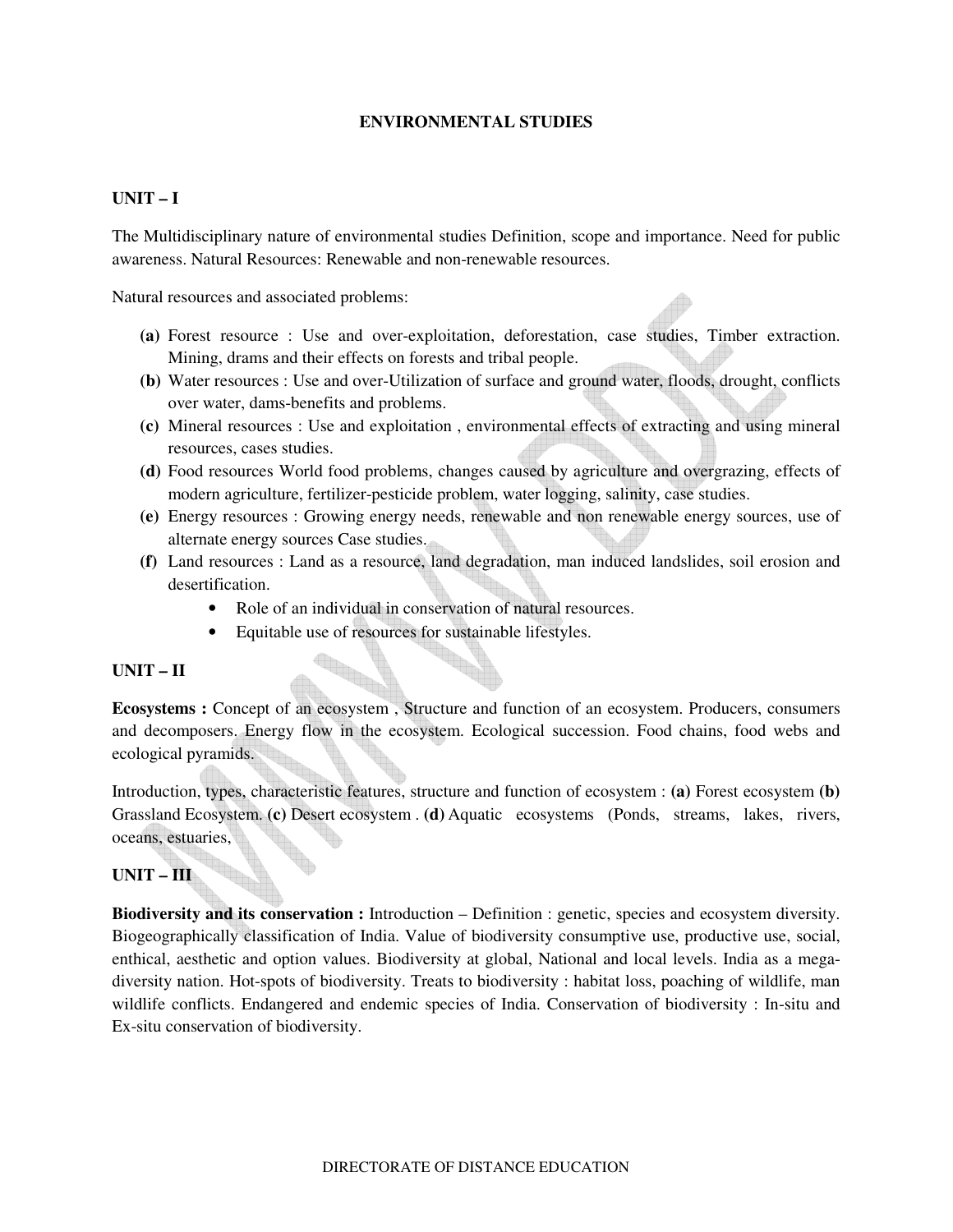# ENVIRONMENTAL STUDIES

## UNIT – I

The Multidisciplinary nature of environmental studies Definition, scope and importance. Need for public awareness. Natural Resources: Renewable and non-renewable resources.

Natural resources and associated problems:

- **(a)** Forest resource : Use and over-exploitation, deforestation, case studies, Timber extraction. Mining, drams and their effects on forests and tribal people.
- **(b)** Water resources : Use and over-Utilization of surface and ground water, floods, drought, conflicts over water, dams-benefits and problems.
- **(c)** Mineral resources : Use and exploitation , environmental effects of extracting and using mineral resources, cases studies.
- **(d)** Food resources World food problems, changes caused by agriculture and overgrazing, effects of modern agriculture, fertilizer-pesticide problem, water logging, salinity, case studies.
- **(e)** Energy resources : Growing energy needs, renewable and non renewable energy sources, use of alternate energy sources Case studies.
- **(f)** Land resources : Land as a resource, land degradation, man induced landslides, soil erosion and desertification.
  - Role of an individual in conservation of natural resources.
  - Equitable use of resources for sustainable lifestyles.

## UNIT – II

**Ecosystems :** Concept of an ecosystem , Structure and function of an ecosystem. Producers, consumers and decomposers. Energy flow in the ecosystem. Ecological succession. Food chains, food webs and ecological pyramids.

Introduction, types, characteristic features, structure and function of ecosystem : **(a)** Forest ecosystem **(b)** Grassland Ecosystem. **(c)** Desert ecosystem . **(d)** Aquatic ecosystems (Ponds, streams, lakes, rivers, oceans, estuaries,

## UNIT – III

**Biodiversity and its conservation :** Introduction – Definition : genetic, species and ecosystem diversity. Biogeographically classification of India. Value of biodiversity consumptive use, productive use, social, enthical, aesthetic and option values. Biodiversity at global, National and local levels. India as a mega-diversity nation. Hot-spots of biodiversity. Treats to biodiversity : habitat loss, poaching of wildlife, man wildlife conflicts. Endangered and endemic species of India. Conservation of biodiversity : In-situ and Ex-situ conservation of biodiversity.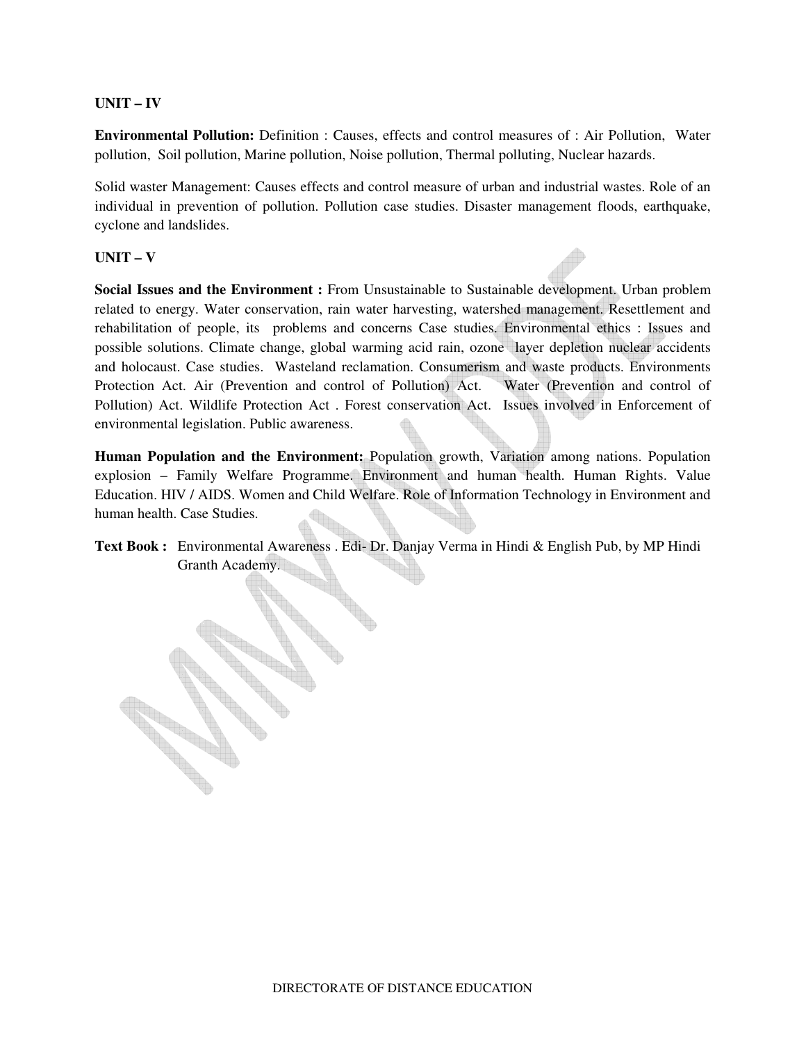## UNIT – IV

**Environmental Pollution:** Definition : Causes, effects and control measures of : Air Pollution, Water pollution, Soil pollution, Marine pollution, Noise pollution, Thermal polluting, Nuclear hazards.

Solid waster Management: Causes effects and control measure of urban and industrial wastes. Role of an individual in prevention of pollution. Pollution case studies. Disaster management floods, earthquake, cyclone and landslides.

## UNIT – V

**Social Issues and the Environment :** From Unsustainable to Sustainable development. Urban problem related to energy. Water conservation, rain water harvesting, watershed management. Resettlement and rehabilitation of people, its problems and concerns Case studies. Environmental ethics : Issues and possible solutions. Climate change, global warming acid rain, ozone layer depletion nuclear accidents and holocaust. Case studies. Wasteland reclamation. Consumerism and waste products. Environments Protection Act. Air (Prevention and control of Pollution) Act. Water (Prevention and control of Pollution) Act. Wildlife Protection Act . Forest conservation Act. Issues involved in Enforcement of environmental legislation. Public awareness.

**Human Population and the Environment:** Population growth, Variation among nations. Population explosion – Family Welfare Programme. Environment and human health. Human Rights. Value Education. HIV / AIDS. Women and Child Welfare. Role of Information Technology in Environment and human health. Case Studies.

**Text Book :** Environmental Awareness . Edi- Dr. Danjay Verma in Hindi & English Pub, by MP Hindi Granth Academy.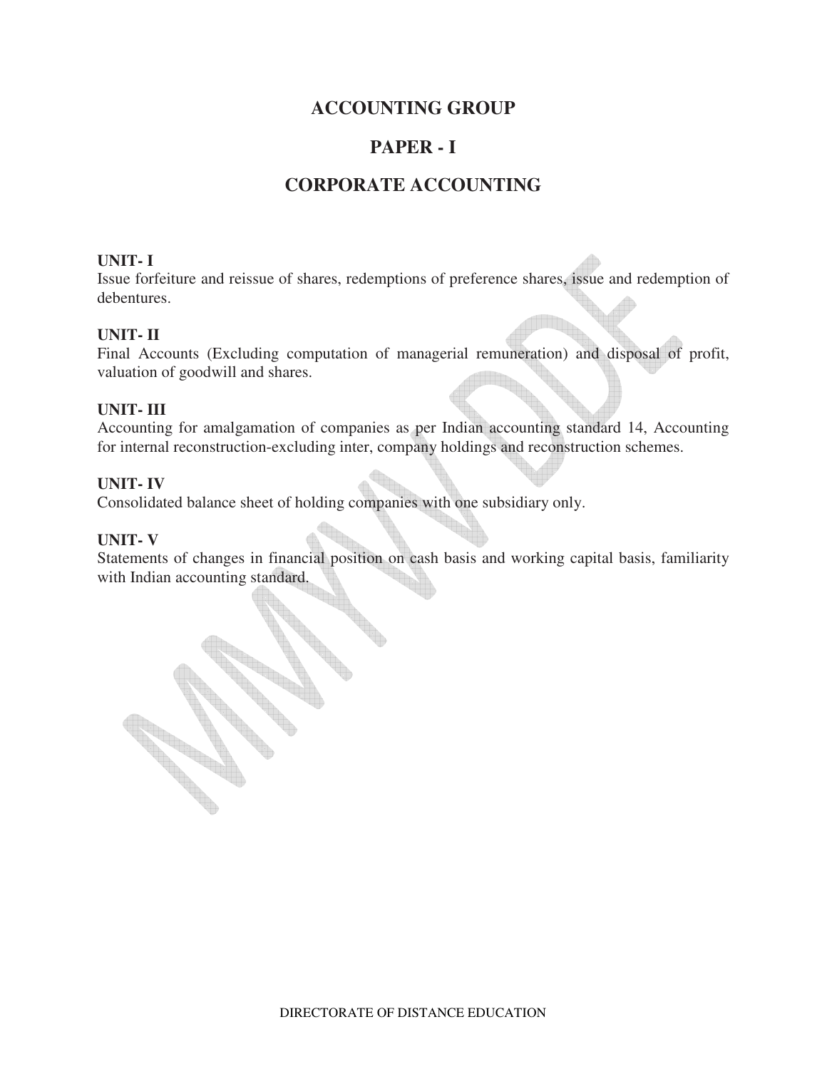# ACCOUNTING GROUP

## PAPER - I

## CORPORATE ACCOUNTING

**UNIT- I**

Issue forfeiture and reissue of shares, redemptions of preference shares, issue and redemption of debentures.

**UNIT- II**

Final Accounts (Excluding computation of managerial remuneration) and disposal of profit, valuation of goodwill and shares.

**UNIT- III**

Accounting for amalgamation of companies as per Indian accounting standard 14, Accounting for internal reconstruction-excluding inter, company holdings and reconstruction schemes.

**UNIT- IV**

Consolidated balance sheet of holding companies with one subsidiary only.

**UNIT- V**

Statements of changes in financial position on cash basis and working capital basis, familiarity with Indian accounting standard.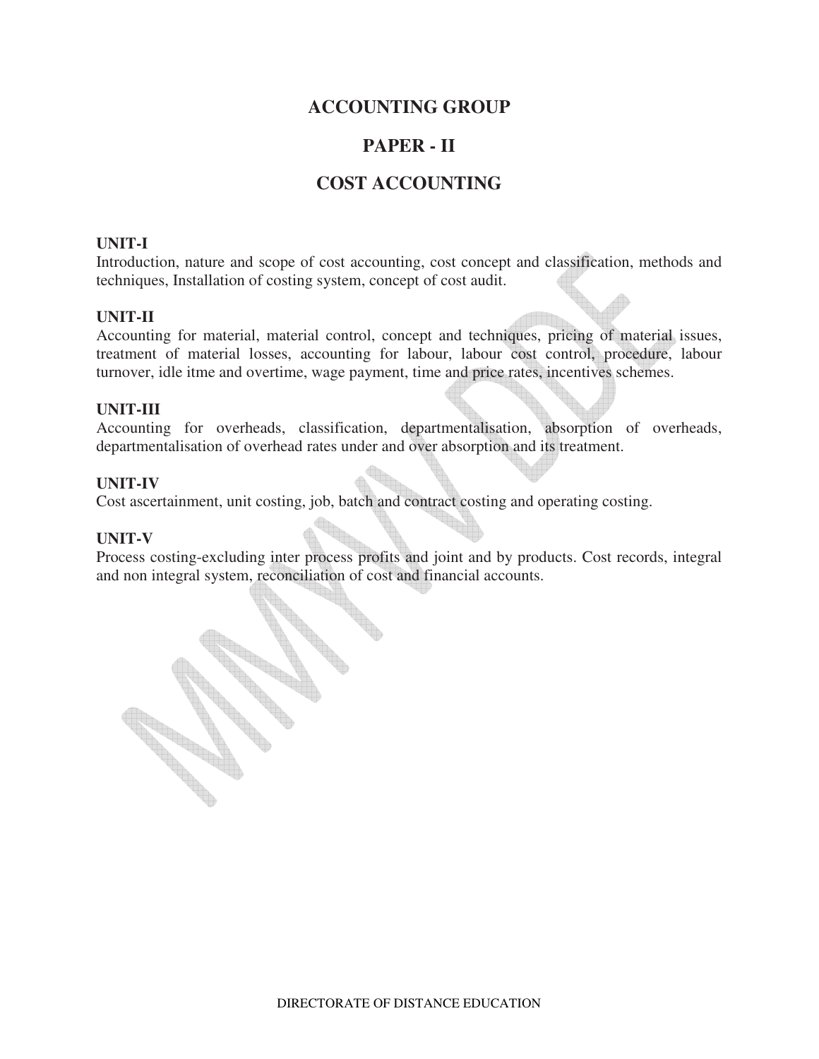# ACCOUNTING GROUP

## PAPER - II

## COST ACCOUNTING

**UNIT-I**

Introduction, nature and scope of cost accounting, cost concept and classification, methods and techniques, Installation of costing system, concept of cost audit.

**UNIT-II**

Accounting for material, material control, concept and techniques, pricing of material issues, treatment of material losses, accounting for labour, labour cost control, procedure, labour turnover, idle itme and overtime, wage payment, time and price rates, incentives schemes.

**UNIT-III**

Accounting for overheads, classification, departmentalisation, absorption of overheads, departmentalisation of overhead rates under and over absorption and its treatment.

**UNIT-IV**

Cost ascertainment, unit costing, job, batch and contract costing and operating costing.

**UNIT-V**

Process costing-excluding inter process profits and joint and by products. Cost records, integral and non integral system, reconciliation of cost and financial accounts.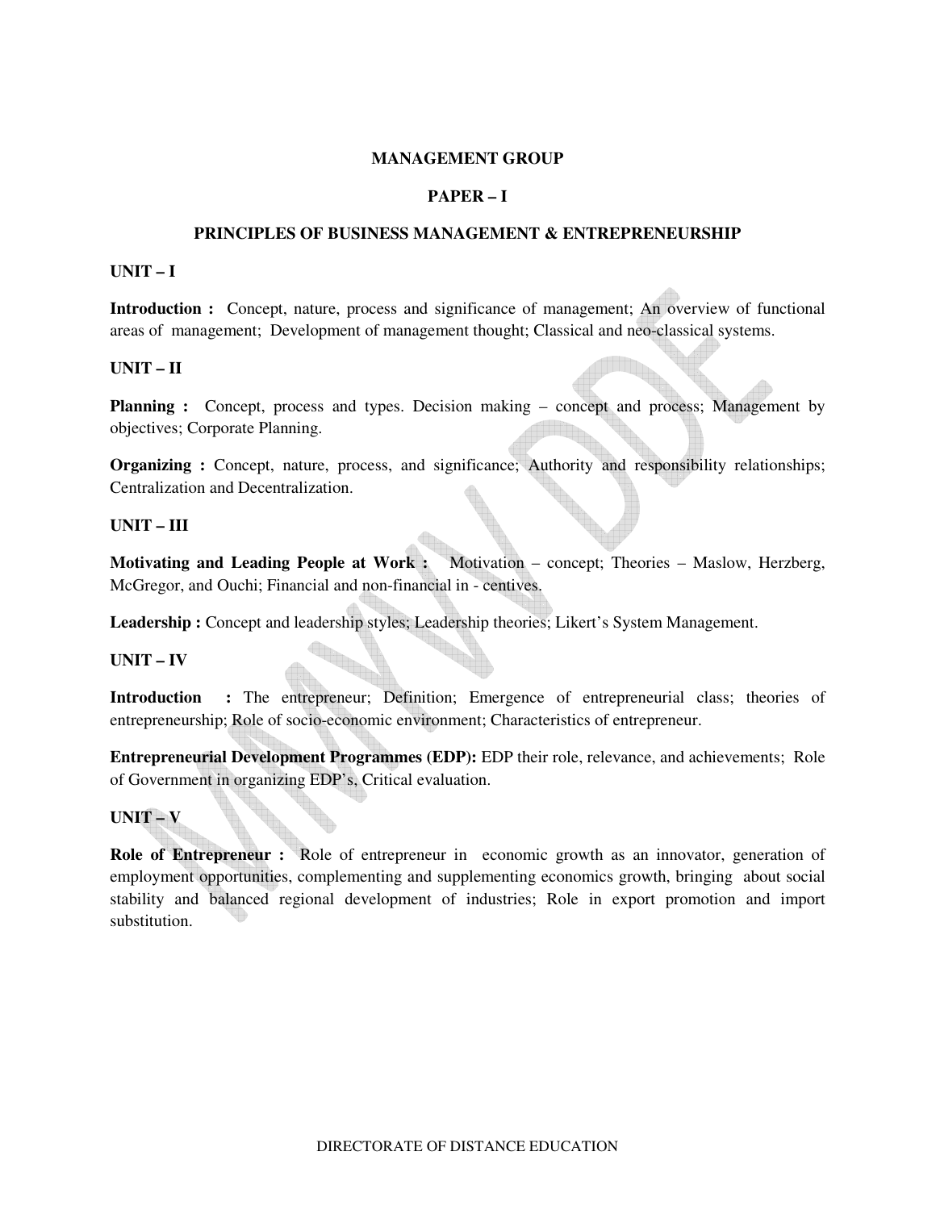# MANAGEMENT GROUP

## PAPER – I

## PRINCIPLES OF BUSINESS MANAGEMENT & ENTREPRENEURSHIP

### UNIT – I

**Introduction :** Concept, nature, process and significance of management; An overview of functional areas of management; Development of management thought; Classical and neo-classical systems.

### UNIT – II

**Planning :** Concept, process and types. Decision making – concept and process; Management by objectives; Corporate Planning.

**Organizing :** Concept, nature, process, and significance; Authority and responsibility relationships; Centralization and Decentralization.

### UNIT – III

**Motivating and Leading People at Work :** Motivation – concept; Theories – Maslow, Herzberg, McGregor, and Ouchi; Financial and non-financial in - centives.

**Leadership :** Concept and leadership styles; Leadership theories; Likert's System Management.

### UNIT – IV

**Introduction :** The entrepreneur; Definition; Emergence of entrepreneurial class; theories of entrepreneurship; Role of socio-economic environment; Characteristics of entrepreneur.

**Entrepreneurial Development Programmes (EDP):** EDP their role, relevance, and achievements; Role of Government in organizing EDP's, Critical evaluation.

### UNIT – V

**Role of Entrepreneur :** Role of entrepreneur in economic growth as an innovator, generation of employment opportunities, complementing and supplementing economics growth, bringing about social stability and balanced regional development of industries; Role in export promotion and import substitution.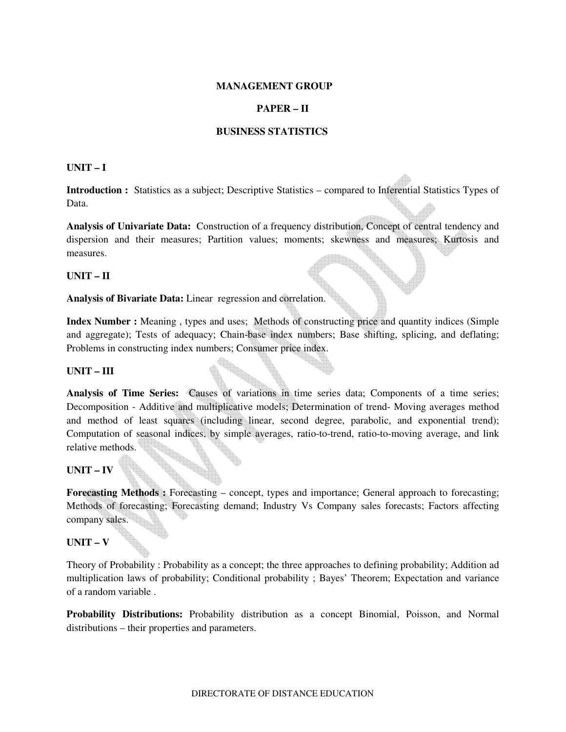## MANAGEMENT GROUP

### PAPER – II

### BUSINESS STATISTICS

**UNIT – I**

**Introduction :** Statistics as a subject; Descriptive Statistics – compared to Inferential Statistics Types of Data.

**Analysis of Univariate Data:** Construction of a frequency distribution, Concept of central tendency and dispersion and their measures; Partition values; moments; skewness and measures; Kurtosis and measures.

**UNIT – II**

**Analysis of Bivariate Data:** Linear regression and correlation.

**Index Number :** Meaning , types and uses; Methods of constructing price and quantity indices (Simple and aggregate); Tests of adequacy; Chain-base index numbers; Base shifting, splicing, and deflating; Problems in constructing index numbers; Consumer price index.

**UNIT – III**

**Analysis of Time Series:** Causes of variations in time series data; Components of a time series; Decomposition - Additive and multiplicative models; Determination of trend- Moving averages method and method of least squares (including linear, second degree, parabolic, and exponential trend); Computation of seasonal indices, by simple averages, ratio-to-trend, ratio-to-moving average, and link relative methods.

**UNIT – IV**

**Forecasting Methods :** Forecasting – concept, types and importance; General approach to forecasting; Methods of forecasting; Forecasting demand; Industry Vs Company sales forecasts; Factors affecting company sales.

**UNIT – V**

Theory of Probability : Probability as a concept; the three approaches to defining probability; Addition ad multiplication laws of probability; Conditional probability ; Bayes' Theorem; Expectation and variance of a random variable .

**Probability Distributions:** Probability distribution as a concept Binomial, Poisson, and Normal distributions – their properties and parameters.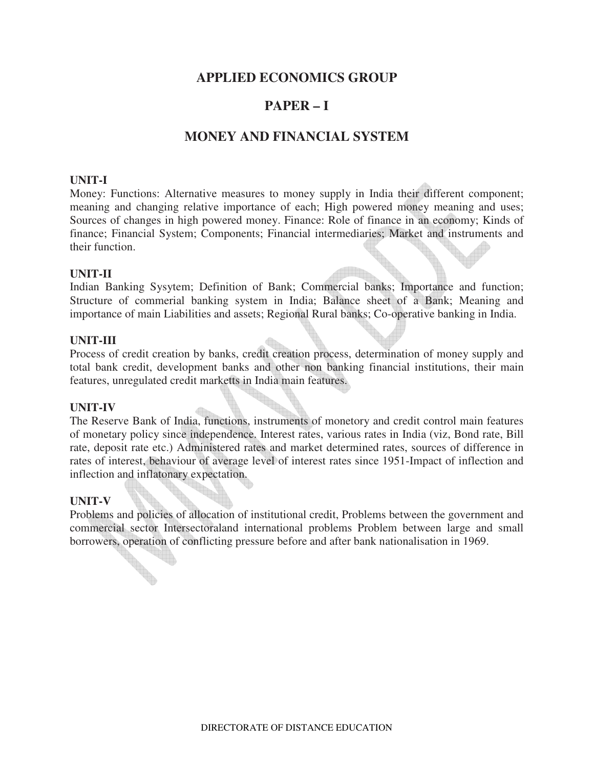# APPLIED ECONOMICS GROUP

## PAPER – I

## MONEY AND FINANCIAL SYSTEM

### UNIT-I

Money: Functions: Alternative measures to money supply in India their different component; meaning and changing relative importance of each; High powered money meaning and uses; Sources of changes in high powered money. Finance: Role of finance in an economy; Kinds of finance; Financial System; Components; Financial intermediaries; Market and instruments and their function.

### UNIT-II

Indian Banking Sysytem; Definition of Bank; Commercial banks; Importance and function; Structure of commerial banking system in India; Balance sheet of a Bank; Meaning and importance of main Liabilities and assets; Regional Rural banks; Co-operative banking in India.

### UNIT-III

Process of credit creation by banks, credit creation process, determination of money supply and total bank credit, development banks and other non banking financial institutions, their main features, unregulated credit marketts in India main features.

### UNIT-IV

The Reserve Bank of India, functions, instruments of monetory and credit control main features of monetary policy since independence. Interest rates, various rates in India (viz, Bond rate, Bill rate, deposit rate etc.) Administered rates and market determined rates, sources of difference in rates of interest, behaviour of average level of interest rates since 1951-Impact of inflection and inflection and inflatonary expectation.

### UNIT-V

Problems and policies of allocation of institutional credit, Problems between the government and commercial sector Intersectoraland international problems Problem between large and small borrowers, operation of conflicting pressure before and after bank nationalisation in 1969.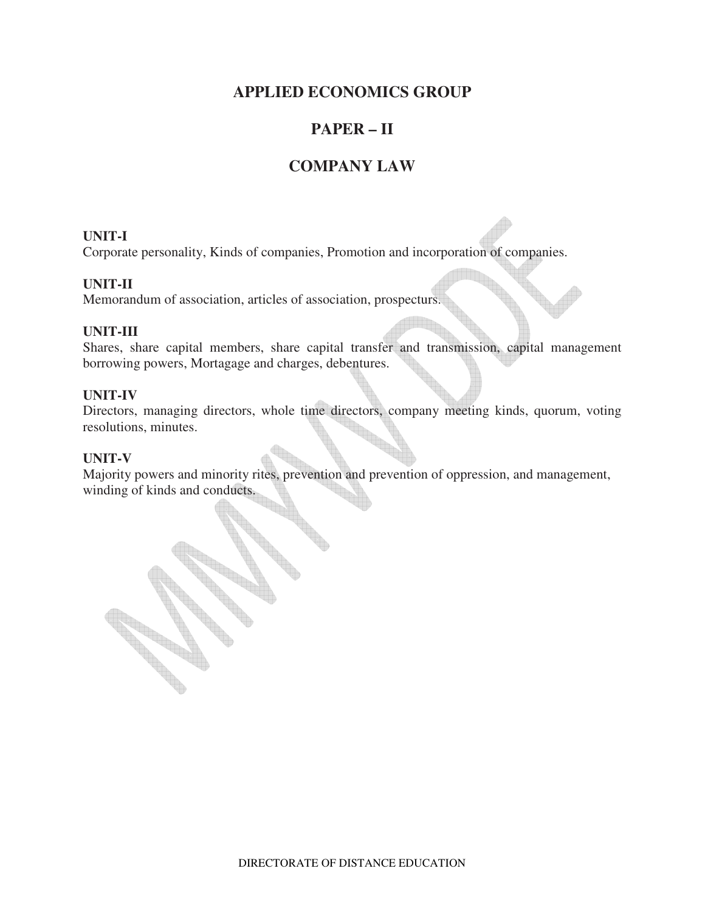# APPLIED ECONOMICS GROUP

## PAPER – II

## COMPANY LAW

**UNIT-I**
Corporate personality, Kinds of companies, Promotion and incorporation of companies.

**UNIT-II**
Memorandum of association, articles of association, prospecturs.

**UNIT-III**
Shares, share capital members, share capital transfer and transmission, capital management borrowing powers, Mortagage and charges, debentures.

**UNIT-IV**
Directors, managing directors, whole time directors, company meeting kinds, quorum, voting resolutions, minutes.

**UNIT-V**
Majority powers and minority rites, prevention and prevention of oppression, and management, winding of kinds and conducts.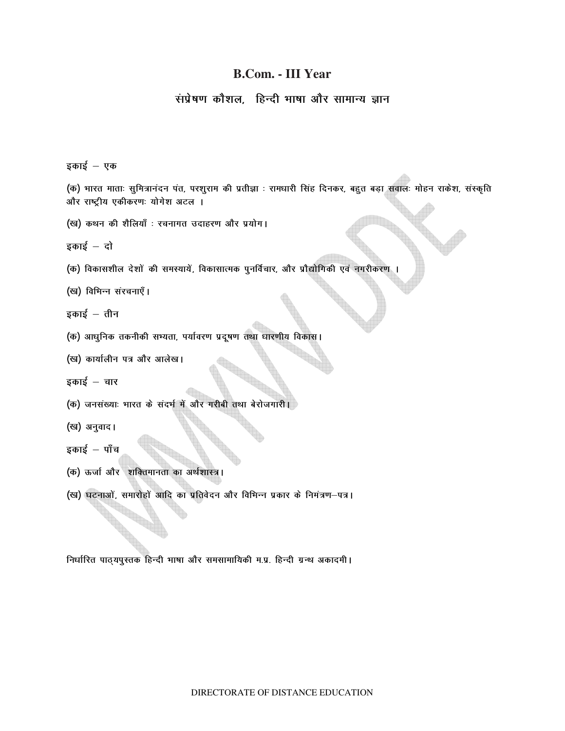# B.Com. - III Year

## संप्रेषण कौशल, हिन्दी भाषा और सामान्य ज्ञान

इकाई – एक

(क) भारत माताः सुमित्रानंदन पंत, परशुराम की प्रतीज्ञा : रामधारी सिंह दिनकर, बहुत बड़ा सवालः मोहन राकेश, संस्कृति और राष्ट्रीय एकीकरणः योगेश अटल ।

(ख) कथन की शैलियाँ : रचनागत उदाहरण और प्रयोग।

इकाई – दो

(क) विकासशील देशों की समस्यायें, विकासात्मक पुनर्विचार, और प्रौद्योगिकी एवं नगरीकरण ।

(ख) विभिन्न संरचनाएँ।

इकाई – तीन

(क) आधुनिक तकनीकी सभ्यता, पर्यावरण प्रदूषण तथा धारणीय विकास।

(ख) कार्यालीन पत्र और आलेख।

इकाई – चार

(क) जनसंख्याः भारत के संदर्भ में और गरीबी तथा बेरोजगारी।

(ख) अनुवाद।

इकाई – पाँच

(क) ऊर्जा और शक्तिमानता का अर्थशास्त्र।

(ख) घटनाओं, समारोहों आदि का प्रतिवेदन और विभिन्न प्रकार के निमंत्रण–पत्र।

निर्धारित पाठ्यपुस्तक हिन्दी भाषा और समसामायिकी म.प्र. हिन्दी ग्रन्थ अकादमी।

DIRECTORATE OF DISTANCE EDUCATION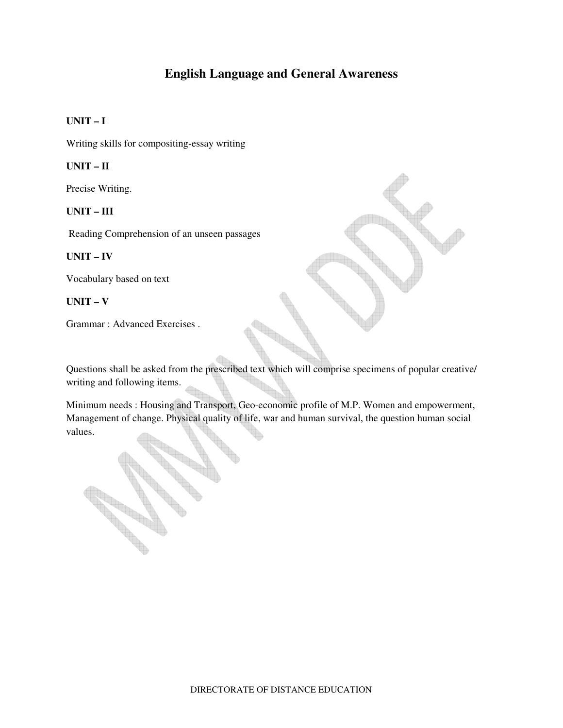# English Language and General Awareness

**UNIT – I**

Writing skills for compositing-essay writing

**UNIT – II**

Precise Writing.

**UNIT – III**

Reading Comprehension of an unseen passages

**UNIT – IV**

Vocabulary based on text

**UNIT – V**

Grammar : Advanced Exercises .

Questions shall be asked from the prescribed text which will comprise specimens of popular creative/ writing and following items.

Minimum needs : Housing and Transport, Geo-economic profile of M.P. Women and empowerment, Management of change. Physical quality of life, war and human survival, the question human social values.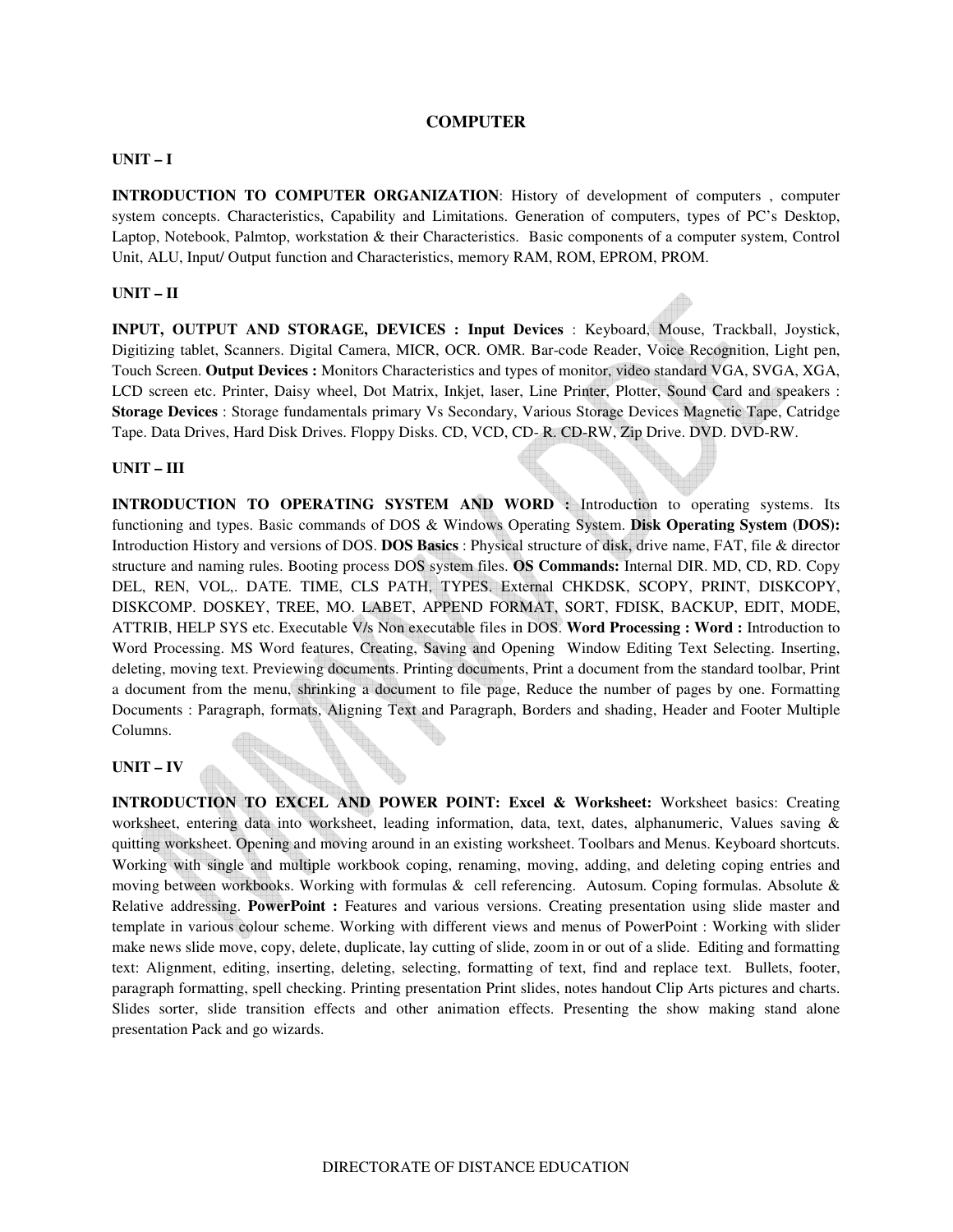# COMPUTER

## UNIT – I

**INTRODUCTION TO COMPUTER ORGANIZATION**: History of development of computers , computer system concepts. Characteristics, Capability and Limitations. Generation of computers, types of PC's Desktop, Laptop, Notebook, Palmtop, workstation & their Characteristics. Basic components of a computer system, Control Unit, ALU, Input/ Output function and Characteristics, memory RAM, ROM, EPROM, PROM.

## UNIT – II

**INPUT, OUTPUT AND STORAGE, DEVICES : Input Devices** : Keyboard, Mouse, Trackball, Joystick, Digitizing tablet, Scanners. Digital Camera, MICR, OCR. OMR. Bar-code Reader, Voice Recognition, Light pen, Touch Screen. **Output Devices :** Monitors Characteristics and types of monitor, video standard VGA, SVGA, XGA, LCD screen etc. Printer, Daisy wheel, Dot Matrix, Inkjet, laser, Line Printer, Plotter, Sound Card and speakers : **Storage Devices** : Storage fundamentals primary Vs Secondary, Various Storage Devices Magnetic Tape, Catridge Tape. Data Drives, Hard Disk Drives. Floppy Disks. CD, VCD, CD- R. CD-RW, Zip Drive. DVD. DVD-RW.

## UNIT – III

**INTRODUCTION TO OPERATING SYSTEM AND WORD :** Introduction to operating systems. Its functioning and types. Basic commands of DOS & Windows Operating System. **Disk Operating System (DOS):** Introduction History and versions of DOS. **DOS Basics** : Physical structure of disk, drive name, FAT, file & director structure and naming rules. Booting process DOS system files. **OS Commands:** Internal DIR. MD, CD, RD. Copy DEL, REN, VOL,. DATE. TIME, CLS PATH, TYPES. External CHKDSK, SCOPY, PRINT, DISKCOPY, DISKCOMP. DOSKEY, TREE, MO. LABET, APPEND FORMAT, SORT, FDISK, BACKUP, EDIT, MODE, ATTRIB, HELP SYS etc. Executable V/s Non executable files in DOS. **Word Processing : Word :** Introduction to Word Processing. MS Word features, Creating, Saving and Opening Window Editing Text Selecting. Inserting, deleting, moving text. Previewing documents. Printing documents, Print a document from the standard toolbar, Print a document from the menu, shrinking a document to file page, Reduce the number of pages by one. Formatting Documents : Paragraph, formats, Aligning Text and Paragraph, Borders and shading, Header and Footer Multiple Columns.

## UNIT – IV

**INTRODUCTION TO EXCEL AND POWER POINT: Excel & Worksheet:** Worksheet basics: Creating worksheet, entering data into worksheet, leading information, data, text, dates, alphanumeric, Values saving & quitting worksheet. Opening and moving around in an existing worksheet. Toolbars and Menus. Keyboard shortcuts. Working with single and multiple workbook coping, renaming, moving, adding, and deleting coping entries and moving between workbooks. Working with formulas & cell referencing. Autosum. Coping formulas. Absolute & Relative addressing. **PowerPoint :** Features and various versions. Creating presentation using slide master and template in various colour scheme. Working with different views and menus of PowerPoint : Working with slider make news slide move, copy, delete, duplicate, lay cutting of slide, zoom in or out of a slide. Editing and formatting text: Alignment, editing, inserting, deleting, selecting, formatting of text, find and replace text. Bullets, footer, paragraph formatting, spell checking. Printing presentation Print slides, notes handout Clip Arts pictures and charts. Slides sorter, slide transition effects and other animation effects. Presenting the show making stand alone presentation Pack and go wizards.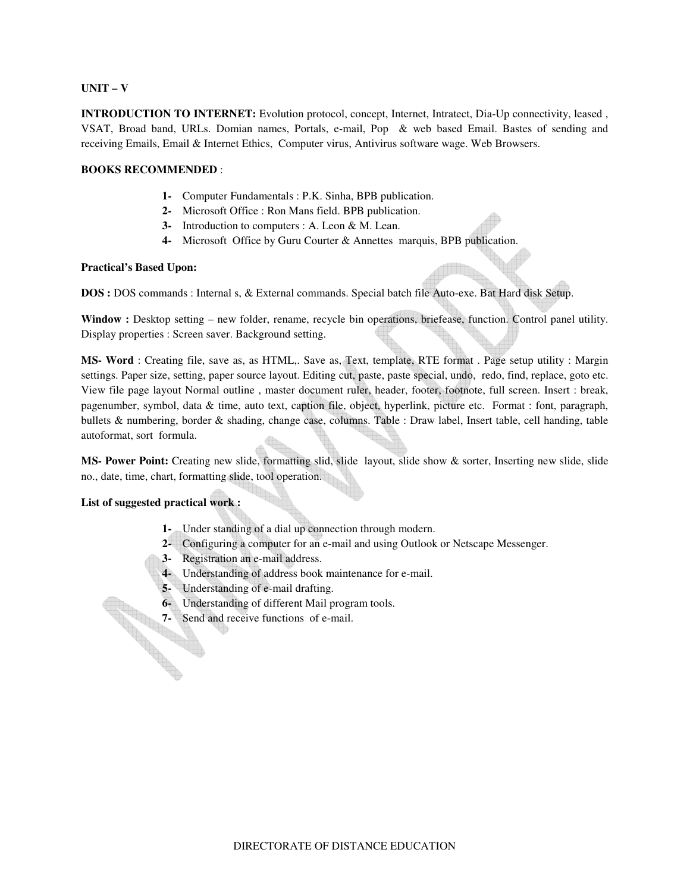**UNIT – V**

**INTRODUCTION TO INTERNET:** Evolution protocol, concept, Internet, Intratect, Dia-Up connectivity, leased , VSAT, Broad band, URLs. Domian names, Portals, e-mail, Pop & web based Email. Bastes of sending and receiving Emails, Email & Internet Ethics, Computer virus, Antivirus software wage. Web Browsers.

**BOOKS RECOMMENDED** :

1- Computer Fundamentals : P.K. Sinha, BPB publication.
2- Microsoft Office : Ron Mans field. BPB publication.
3- Introduction to computers : A. Leon & M. Lean.
4- Microsoft Office by Guru Courter & Annettes marquis, BPB publication.

**Practical's Based Upon:**

**DOS :** DOS commands : Internal s, & External commands. Special batch file Auto-exe. Bat Hard disk Setup.

**Window :** Desktop setting – new folder, rename, recycle bin operations, briefease, function. Control panel utility. Display properties : Screen saver. Background setting.

**MS- Word** : Creating file, save as, as HTML,. Save as, Text, template, RTE format . Page setup utility : Margin settings. Paper size, setting, paper source layout. Editing cut, paste, paste special, undo, redo, find, replace, goto etc. View file page layout Normal outline , master document ruler, header, footer, footnote, full screen. Insert : break, pagenumber, symbol, data & time, auto text, caption file, object, hyperlink, picture etc. Format : font, paragraph, bullets & numbering, border & shading, change case, columns. Table : Draw label, Insert table, cell handing, table autoformat, sort formula.

**MS- Power Point:** Creating new slide, formatting slid, slide layout, slide show & sorter, Inserting new slide, slide no., date, time, chart, formatting slide, tool operation.

**List of suggested practical work :**

1- Under standing of a dial up connection through modern.
2- Configuring a computer for an e-mail and using Outlook or Netscape Messenger.
3- Registration an e-mail address.
4- Understanding of address book maintenance for e-mail.
5- Understanding of e-mail drafting.
6- Understanding of different Mail program tools.
7- Send and receive functions of e-mail.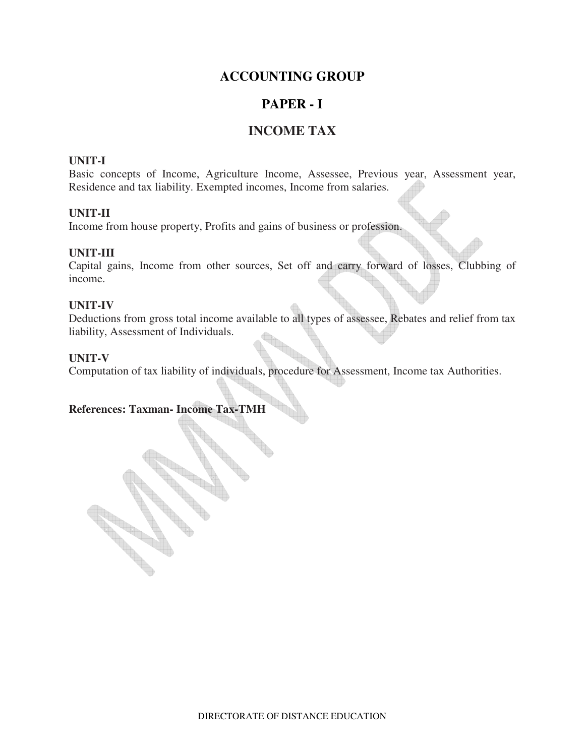# ACCOUNTING GROUP

## PAPER - I

## INCOME TAX

**UNIT-I**
Basic concepts of Income, Agriculture Income, Assessee, Previous year, Assessment year, Residence and tax liability. Exempted incomes, Income from salaries.

**UNIT-II**
Income from house property, Profits and gains of business or profession.

**UNIT-III**
Capital gains, Income from other sources, Set off and carry forward of losses, Clubbing of income.

**UNIT-IV**
Deductions from gross total income available to all types of assessee, Rebates and relief from tax liability, Assessment of Individuals.

**UNIT-V**
Computation of tax liability of individuals, procedure for Assessment, Income tax Authorities.

**References: Taxman- Income Tax-TMH**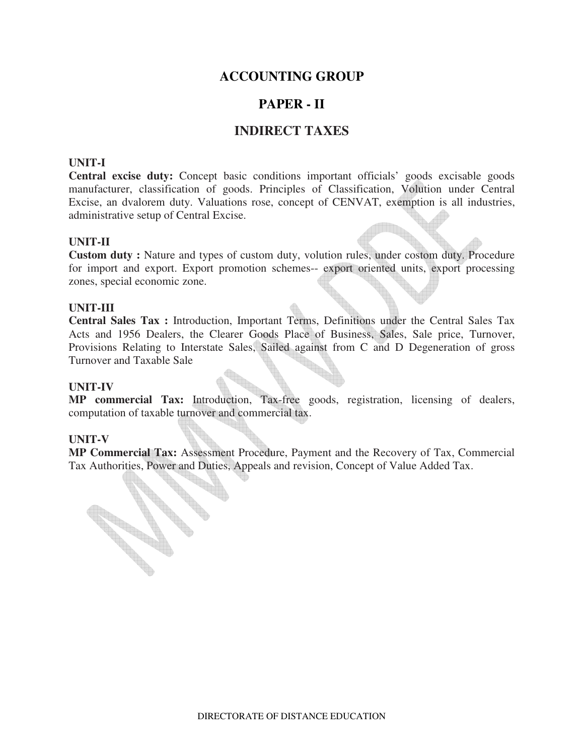# ACCOUNTING GROUP

## PAPER - II

## INDIRECT TAXES

### UNIT-I

**Central excise duty:** Concept basic conditions important officials' goods excisable goods manufacturer, classification of goods. Principles of Classification, Volution under Central Excise, an dvalorem duty. Valuations rose, concept of CENVAT, exemption is all industries, administrative setup of Central Excise.

### UNIT-II

**Custom duty :** Nature and types of custom duty, volution rules, under costom duty. Procedure for import and export. Export promotion schemes-- export oriented units, export processing zones, special economic zone.

### UNIT-III

**Central Sales Tax :** Introduction, Important Terms, Definitions under the Central Sales Tax Acts and 1956 Dealers, the Clearer Goods Place of Business, Sales, Sale price, Turnover, Provisions Relating to Interstate Sales, Sailed against from C and D Degeneration of gross Turnover and Taxable Sale

### UNIT-IV

**MP commercial Tax:** Introduction, Tax-free goods, registration, licensing of dealers, computation of taxable turnover and commercial tax.

### UNIT-V

**MP Commercial Tax:** Assessment Procedure, Payment and the Recovery of Tax, Commercial Tax Authorities, Power and Duties, Appeals and revision, Concept of Value Added Tax.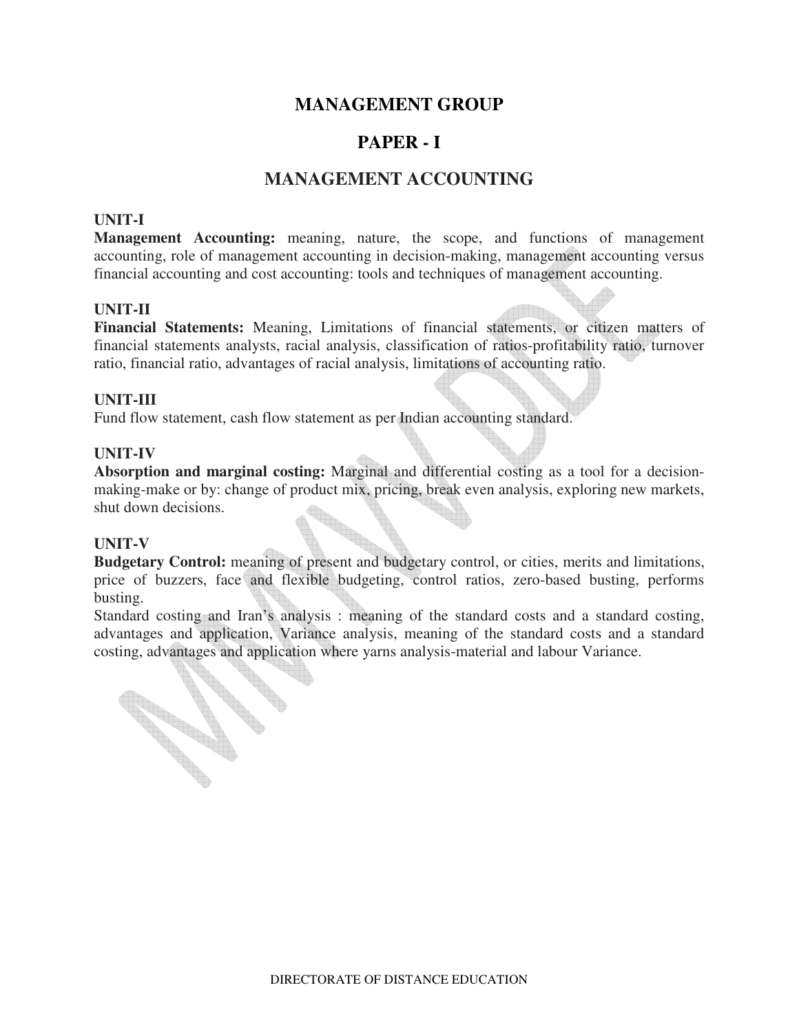# MANAGEMENT GROUP

## PAPER - I

## MANAGEMENT ACCOUNTING

**UNIT-I**

**Management Accounting:** meaning, nature, the scope, and functions of management accounting, role of management accounting in decision-making, management accounting versus financial accounting and cost accounting: tools and techniques of management accounting.

**UNIT-II**

**Financial Statements:** Meaning, Limitations of financial statements, or citizen matters of financial statements analysts, racial analysis, classification of ratios-profitability ratio, turnover ratio, financial ratio, advantages of racial analysis, limitations of accounting ratio.

**UNIT-III**

Fund flow statement, cash flow statement as per Indian accounting standard.

**UNIT-IV**

**Absorption and marginal costing:** Marginal and differential costing as a tool for a decision-making-make or by: change of product mix, pricing, break even analysis, exploring new markets, shut down decisions.

**UNIT-V**

**Budgetary Control:** meaning of present and budgetary control, or cities, merits and limitations, price of buzzers, face and flexible budgeting, control ratios, zero-based busting, performs busting.

Standard costing and Iran's analysis : meaning of the standard costs and a standard costing, advantages and application, Variance analysis, meaning of the standard costs and a standard costing, advantages and application where yarns analysis-material and labour Variance.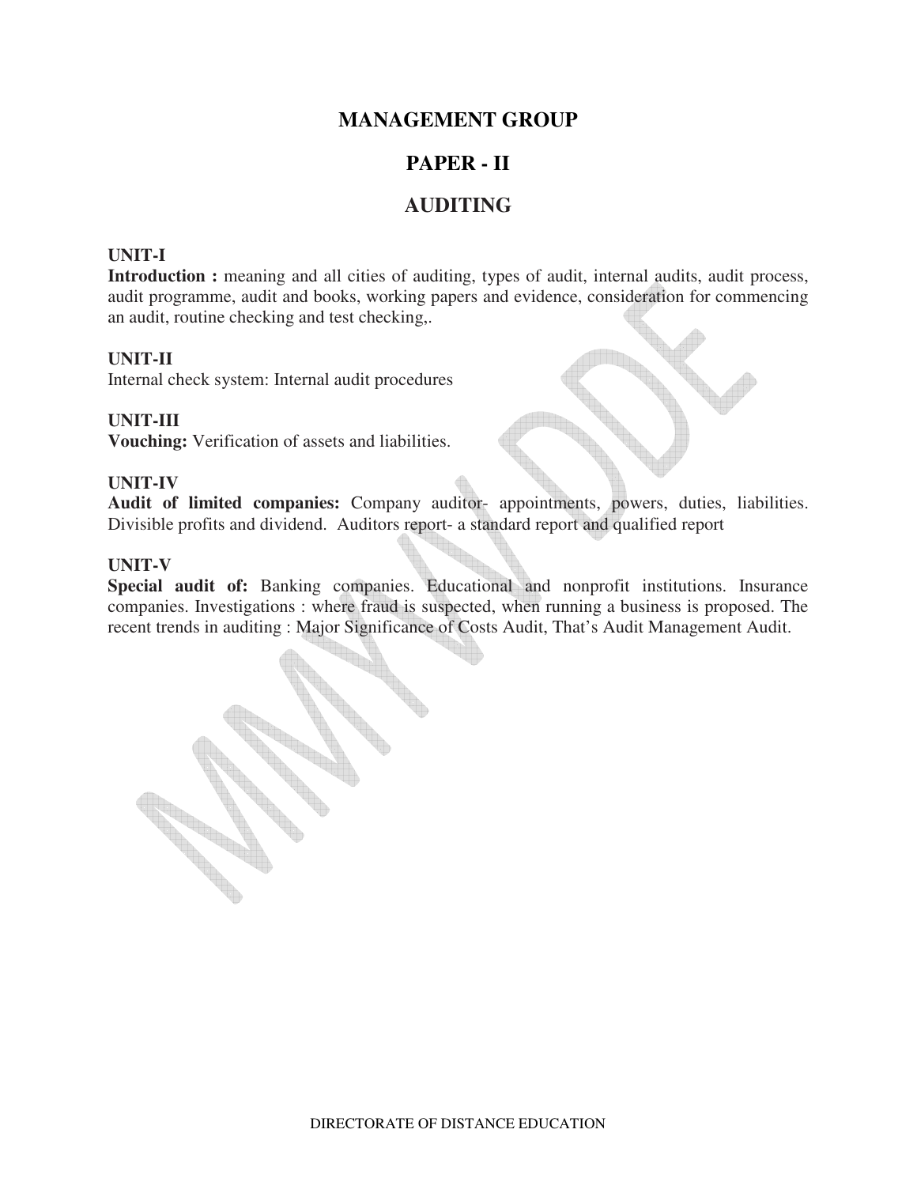# MANAGEMENT GROUP

## PAPER - II

## AUDITING

### UNIT-I

**Introduction :** meaning and all cities of auditing, types of audit, internal audits, audit process, audit programme, audit and books, working papers and evidence, consideration for commencing an audit, routine checking and test checking,.

### UNIT-II

Internal check system: Internal audit procedures

### UNIT-III

**Vouching:** Verification of assets and liabilities.

### UNIT-IV

**Audit of limited companies:** Company auditor- appointments, powers, duties, liabilities. Divisible profits and dividend. Auditors report- a standard report and qualified report

### UNIT-V

**Special audit of:** Banking companies. Educational and nonprofit institutions. Insurance companies. Investigations : where fraud is suspected, when running a business is proposed. The recent trends in auditing : Major Significance of Costs Audit, That's Audit Management Audit.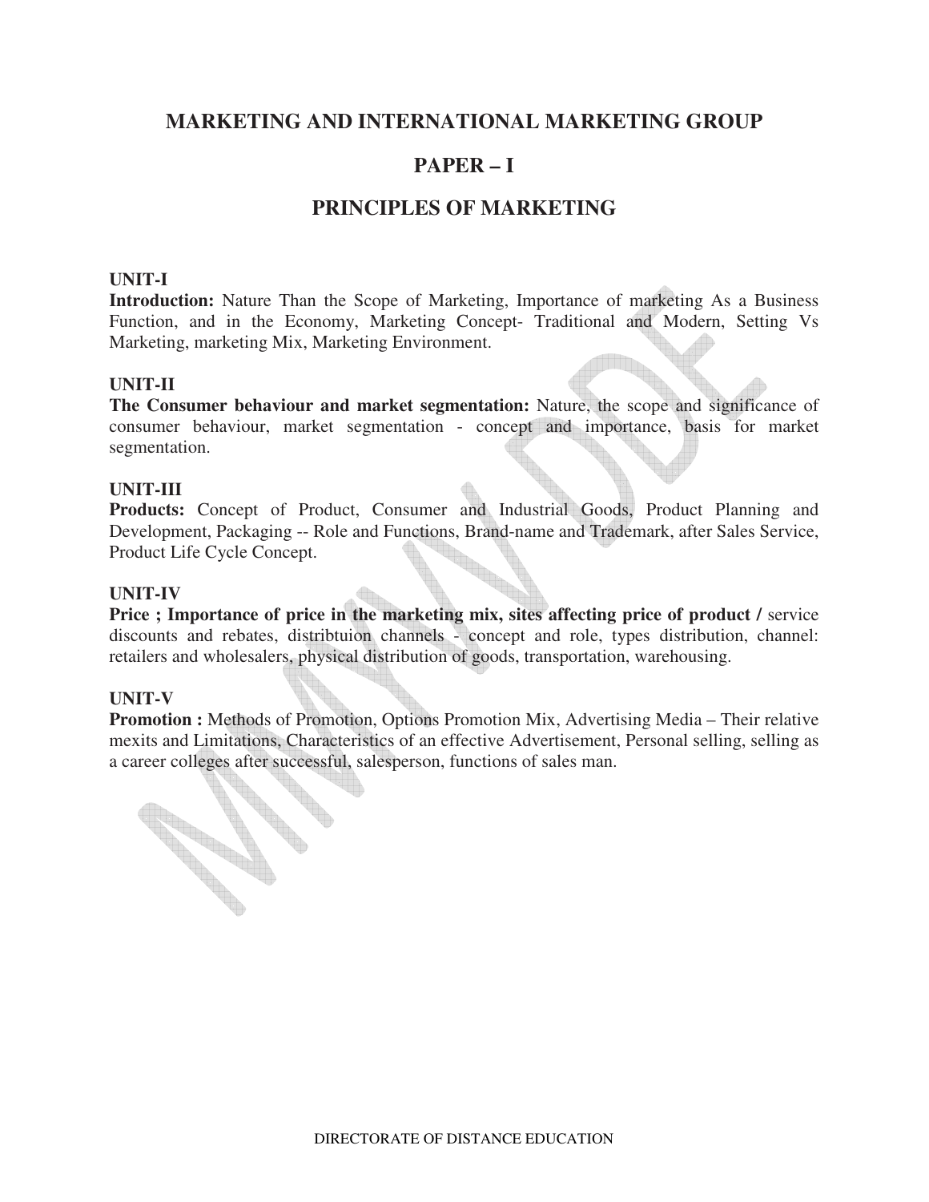# MARKETING AND INTERNATIONAL MARKETING GROUP

## PAPER – I

## PRINCIPLES OF MARKETING

**UNIT-I**

**Introduction:** Nature Than the Scope of Marketing, Importance of marketing As a Business Function, and in the Economy, Marketing Concept- Traditional and Modern, Setting Vs Marketing, marketing Mix, Marketing Environment.

**UNIT-II**

**The Consumer behaviour and market segmentation:** Nature, the scope and significance of consumer behaviour, market segmentation - concept and importance, basis for market segmentation.

**UNIT-III**

**Products:** Concept of Product, Consumer and Industrial Goods, Product Planning and Development, Packaging -- Role and Functions, Brand-name and Trademark, after Sales Service, Product Life Cycle Concept.

**UNIT-IV**

**Price ; Importance of price in the marketing mix, sites affecting price of product /** service discounts and rebates, distribtuion channels - concept and role, types distribution, channel: retailers and wholesalers, physical distribution of goods, transportation, warehousing.

**UNIT-V**

**Promotion :** Methods of Promotion, Options Promotion Mix, Advertising Media – Their relative mexits and Limitations, Characteristics of an effective Advertisement, Personal selling, selling as a career colleges after successful, salesperson, functions of sales man.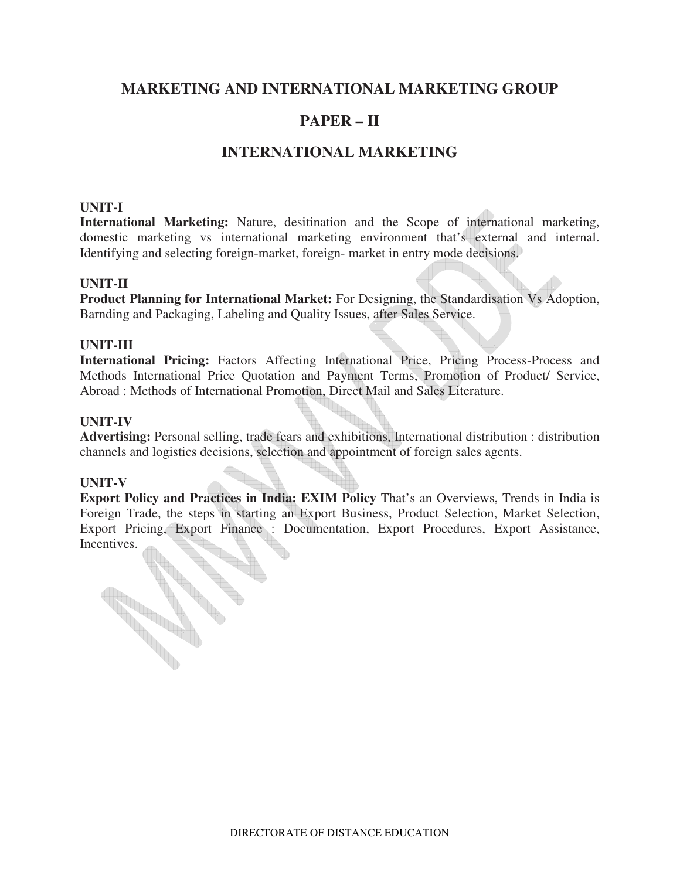## MARKETING AND INTERNATIONAL MARKETING GROUP

## PAPER – II

## INTERNATIONAL MARKETING

**UNIT-I**

**International Marketing:** Nature, desitination and the Scope of international marketing, domestic marketing vs international marketing environment that's external and internal. Identifying and selecting foreign-market, foreign- market in entry mode decisions.

**UNIT-II**

**Product Planning for International Market:** For Designing, the Standardisation Vs Adoption, Barnding and Packaging, Labeling and Quality Issues, after Sales Service.

**UNIT-III**

**International Pricing:** Factors Affecting International Price, Pricing Process-Process and Methods International Price Quotation and Payment Terms, Promotion of Product/ Service, Abroad : Methods of International Promotion, Direct Mail and Sales Literature.

**UNIT-IV**

**Advertising:** Personal selling, trade fears and exhibitions, International distribution : distribution channels and logistics decisions, selection and appointment of foreign sales agents.

**UNIT-V**

**Export Policy and Practices in India: EXIM Policy** That's an Overviews, Trends in India is Foreign Trade, the steps in starting an Export Business, Product Selection, Market Selection, Export Pricing, Export Finance : Documentation, Export Procedures, Export Assistance, Incentives.